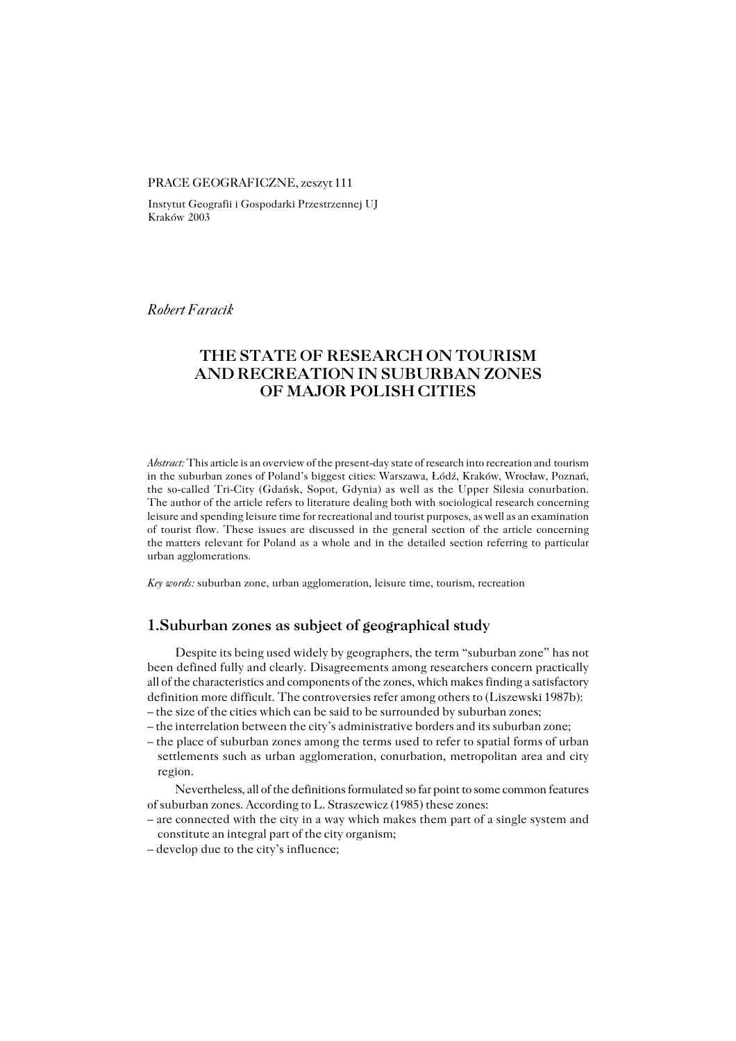PRACE GEOGRAFICZNE, zeszyt 111

Instytut Geografii i Gospodarki Przestrzennej UJ
Kraków 2003

*Robert Faracik*

# THE STATE OF RESEARCH ON TOURISM AND RECREATION IN SUBURBAN ZONES OF MAJOR POLISH CITIES

*Abstract:* This article is an overview of the present-day state of research into recreation and tourism in the suburban zones of Poland's biggest cities: Warszawa, Łódź, Kraków, Wrocław, Poznań, the so-called Tri-City (Gdańsk, Sopot, Gdynia) as well as the Upper Silesia conurbation. The author of the article refers to literature dealing both with sociological research concerning leisure and spending leisure time for recreational and tourist purposes, as well as an examination of tourist flow. These issues are discussed in the general section of the article concerning the matters relevant for Poland as a whole and in the detailed section referring to particular urban agglomerations.

*Key words:* suburban zone, urban agglomeration, leisure time, tourism, recreation

## 1.Suburban zones as subject of geographical study

Despite its being used widely by geographers, the term "suburban zone" has not been defined fully and clearly. Disagreements among researchers concern practically all of the characteristics and components of the zones, which makes finding a satisfactory definition more difficult. The controversies refer among others to (Liszewski 1987b):

– the size of the cities which can be said to be surrounded by suburban zones;
– the interrelation between the city's administrative borders and its suburban zone;
– the place of suburban zones among the terms used to refer to spatial forms of urban settlements such as urban agglomeration, conurbation, metropolitan area and city region.

Nevertheless, all of the definitions formulated so far point to some common features of suburban zones. According to L. Straszewicz (1985) these zones:

– are connected with the city in a way which makes them part of a single system and constitute an integral part of the city organism;
– develop due to the city's influence;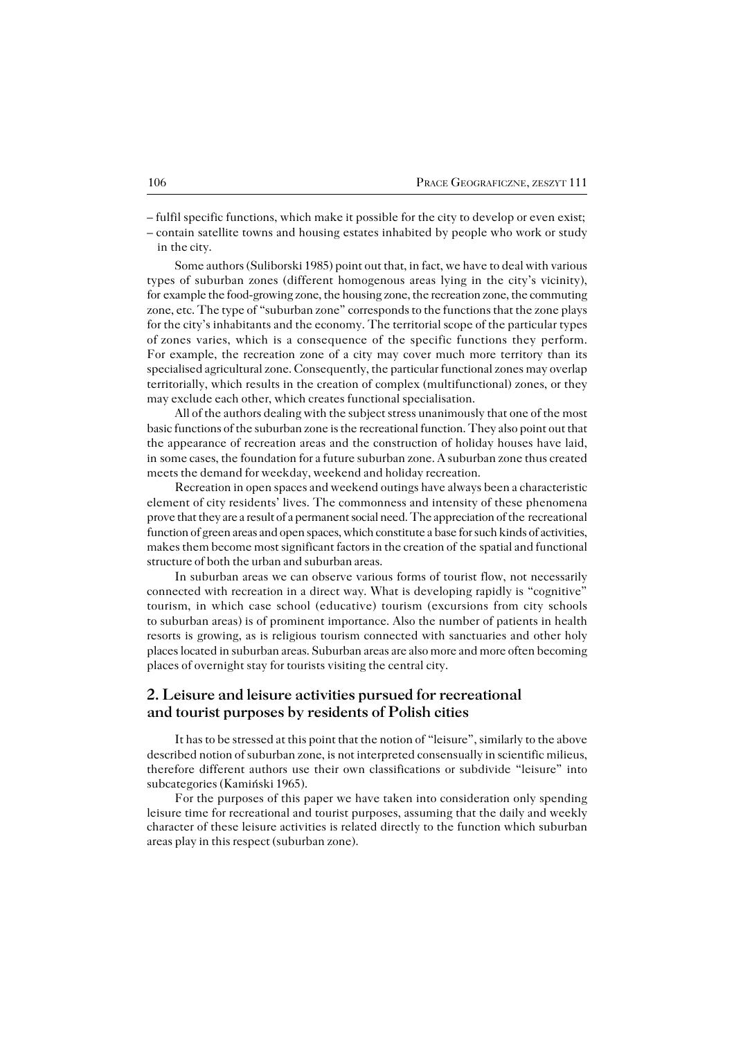– fulfil specific functions, which make it possible for the city to develop or even exist;
– contain satellite towns and housing estates inhabited by people who work or study in the city.

Some authors (Suliborski 1985) point out that, in fact, we have to deal with various types of suburban zones (different homogenous areas lying in the city's vicinity), for example the food-growing zone, the housing zone, the recreation zone, the commuting zone, etc. The type of "suburban zone" corresponds to the functions that the zone plays for the city's inhabitants and the economy. The territorial scope of the particular types of zones varies, which is a consequence of the specific functions they perform. For example, the recreation zone of a city may cover much more territory than its specialised agricultural zone. Consequently, the particular functional zones may overlap territorially, which results in the creation of complex (multifunctional) zones, or they may exclude each other, which creates functional specialisation.

All of the authors dealing with the subject stress unanimously that one of the most basic functions of the suburban zone is the recreational function. They also point out that the appearance of recreation areas and the construction of holiday houses have laid, in some cases, the foundation for a future suburban zone. A suburban zone thus created meets the demand for weekday, weekend and holiday recreation.

Recreation in open spaces and weekend outings have always been a characteristic element of city residents' lives. The commonness and intensity of these phenomena prove that they are a result of a permanent social need. The appreciation of the recreational function of green areas and open spaces, which constitute a base for such kinds of activities, makes them become most significant factors in the creation of the spatial and functional structure of both the urban and suburban areas.

In suburban areas we can observe various forms of tourist flow, not necessarily connected with recreation in a direct way. What is developing rapidly is "cognitive" tourism, in which case school (educative) tourism (excursions from city schools to suburban areas) is of prominent importance. Also the number of patients in health resorts is growing, as is religious tourism connected with sanctuaries and other holy places located in suburban areas. Suburban areas are also more and more often becoming places of overnight stay for tourists visiting the central city.

## 2. Leisure and leisure activities pursued for recreational and tourist purposes by residents of Polish cities

It has to be stressed at this point that the notion of "leisure", similarly to the above described notion of suburban zone, is not interpreted consensually in scientific milieus, therefore different authors use their own classifications or subdivide "leisure" into subcategories (Kamiński 1965).

For the purposes of this paper we have taken into consideration only spending leisure time for recreational and tourist purposes, assuming that the daily and weekly character of these leisure activities is related directly to the function which suburban areas play in this respect (suburban zone).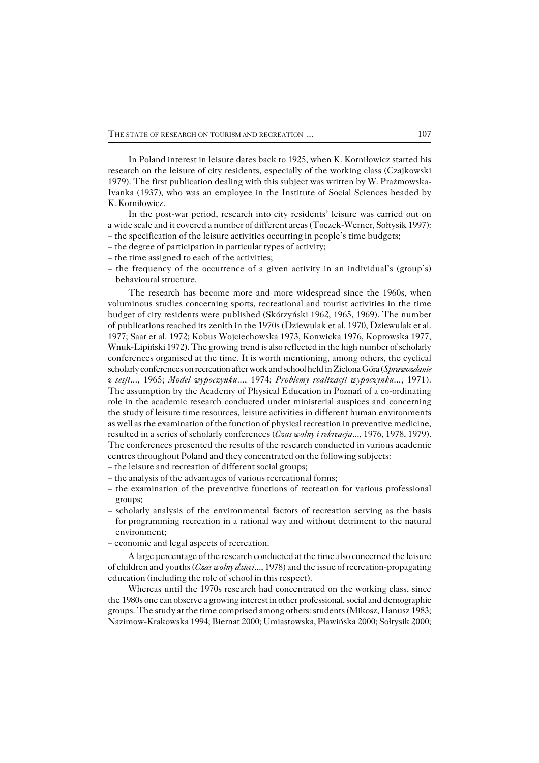In Poland interest in leisure dates back to 1925, when K. Korniłowicz started his research on the leisure of city residents, especially of the working class (Czajkowski 1979). The first publication dealing with this subject was written by W. Prażmowska-Ivanka (1937), who was an employee in the Institute of Social Sciences headed by K. Korniłowicz.

In the post-war period, research into city residents' leisure was carried out on a wide scale and it covered a number of different areas (Toczek-Werner, Sołtysik 1997):

– the specification of the leisure activities occurring in people's time budgets;
– the degree of participation in particular types of activity;
– the time assigned to each of the activities;
– the frequency of the occurrence of a given activity in an individual's (group's) behavioural structure.

The research has become more and more widespread since the 1960s, when voluminous studies concerning sports, recreational and tourist activities in the time budget of city residents were published (Skórzyński 1962, 1965, 1969). The number of publications reached its zenith in the 1970s (Dziewulak et al. 1970, Dziewulak et al. 1977; Saar et al. 1972; Kobus Wojciechowska 1973, Konwicka 1976, Koprowska 1977, Wnuk-Lipiński 1972). The growing trend is also reflected in the high number of scholarly conferences organised at the time. It is worth mentioning, among others, the cyclical scholarly conferences on recreation after work and school held in Zielona Góra (*Sprawozdanie z sesji*..., 1965; *Model wypoczynku*..., 1974; *Problemy realizacji wypoczynku*..., 1971). The assumption by the Academy of Physical Education in Poznań of a co-ordinating role in the academic research conducted under ministerial auspices and concerning the study of leisure time resources, leisure activities in different human environments as well as the examination of the function of physical recreation in preventive medicine, resulted in a series of scholarly conferences (*Czas wolny i rekreacja*..., 1976, 1978, 1979). The conferences presented the results of the research conducted in various academic centres throughout Poland and they concentrated on the following subjects:

– the leisure and recreation of different social groups;
– the analysis of the advantages of various recreational forms;
– the examination of the preventive functions of recreation for various professional groups;
– scholarly analysis of the environmental factors of recreation serving as the basis for programming recreation in a rational way and without detriment to the natural environment;
– economic and legal aspects of recreation.

A large percentage of the research conducted at the time also concerned the leisure of children and youths (*Czas wolny dzieci*..., 1978) and the issue of recreation-propagating education (including the role of school in this respect).

Whereas until the 1970s research had concentrated on the working class, since the 1980s one can observe a growing interest in other professional, social and demographic groups. The study at the time comprised among others: students (Mikosz, Hanusz 1983; Nazimow-Krakowska 1994; Biernat 2000; Umiastowska, Pławińska 2000; Sołtysik 2000;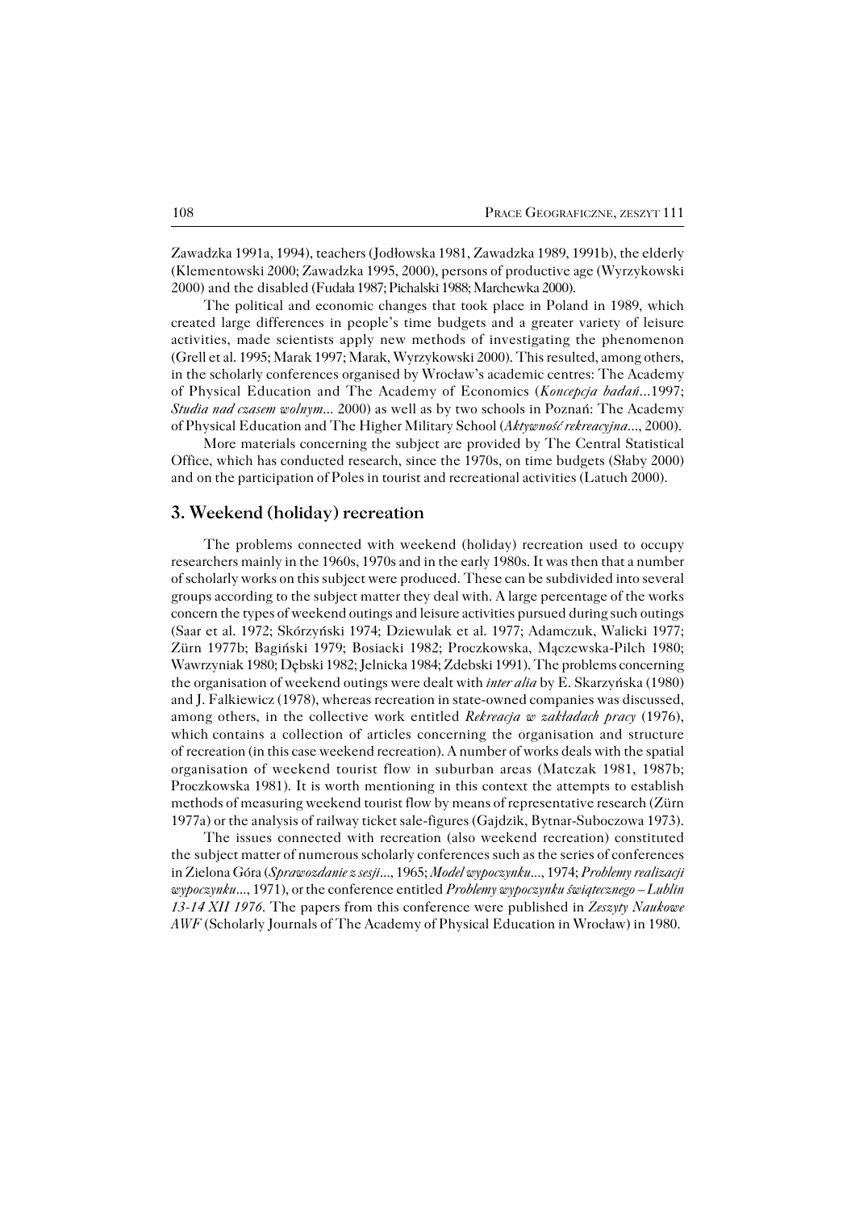Zawadzka 1991a, 1994), teachers (Jodłowska 1981, Zawadzka 1989, 1991b), the elderly (Klementowski 2000; Zawadzka 1995, 2000), persons of productive age (Wyrzykowski 2000) and the disabled (Fudała 1987; Pichalski 1988; Marchewka 2000).

The political and economic changes that took place in Poland in 1989, which created large differences in people's time budgets and a greater variety of leisure activities, made scientists apply new methods of investigating the phenomenon (Grell et al. 1995; Marak 1997; Marak, Wyrzykowski 2000). This resulted, among others, in the scholarly conferences organised by Wrocław's academic centres: The Academy of Physical Education and The Academy of Economics (*Koncepcja badań*...1997; *Studia nad czasem wolnym*... 2000) as well as by two schools in Poznań: The Academy of Physical Education and The Higher Military School (*Aktywność rekreacyjna*..., 2000).

More materials concerning the subject are provided by The Central Statistical Office, which has conducted research, since the 1970s, on time budgets (Słaby 2000) and on the participation of Poles in tourist and recreational activities (Latuch 2000).

## 3. Weekend (holiday) recreation

The problems connected with weekend (holiday) recreation used to occupy researchers mainly in the 1960s, 1970s and in the early 1980s. It was then that a number of scholarly works on this subject were produced. These can be subdivided into several groups according to the subject matter they deal with. A large percentage of the works concern the types of weekend outings and leisure activities pursued during such outings (Saar et al. 1972; Skórzyński 1974; Dziewulak et al. 1977; Adamczuk, Walicki 1977; Zürn 1977b; Bagiński 1979; Bosiacki 1982; Proczkowska, Mączewska-Pilch 1980; Wawrzyniak 1980; Dębski 1982; Jelnicka 1984; Zdebski 1991). The problems concerning the organisation of weekend outings were dealt with *inter alia* by E. Skarzyńska (1980) and J. Falkiewicz (1978), whereas recreation in state-owned companies was discussed, among others, in the collective work entitled *Rekreacja w zakładach pracy* (1976), which contains a collection of articles concerning the organisation and structure of recreation (in this case weekend recreation). A number of works deals with the spatial organisation of weekend tourist flow in suburban areas (Matczak 1981, 1987b; Proczkowska 1981). It is worth mentioning in this context the attempts to establish methods of measuring weekend tourist flow by means of representative research (Zürn 1977a) or the analysis of railway ticket sale-figures (Gajdzik, Bytnar-Suboczowa 1973).

The issues connected with recreation (also weekend recreation) constituted the subject matter of numerous scholarly conferences such as the series of conferences in Zielona Góra (*Sprawozdanie z sesji*..., 1965; *Model wypoczynku*..., 1974; *Problemy realizacji wypoczynku*..., 1971), or the conference entitled *Problemy wypoczynku świątecznego – Lublin 13-14 XII 1976*. The papers from this conference were published in *Zeszyty Naukowe AWF* (Scholarly Journals of The Academy of Physical Education in Wrocław) in 1980.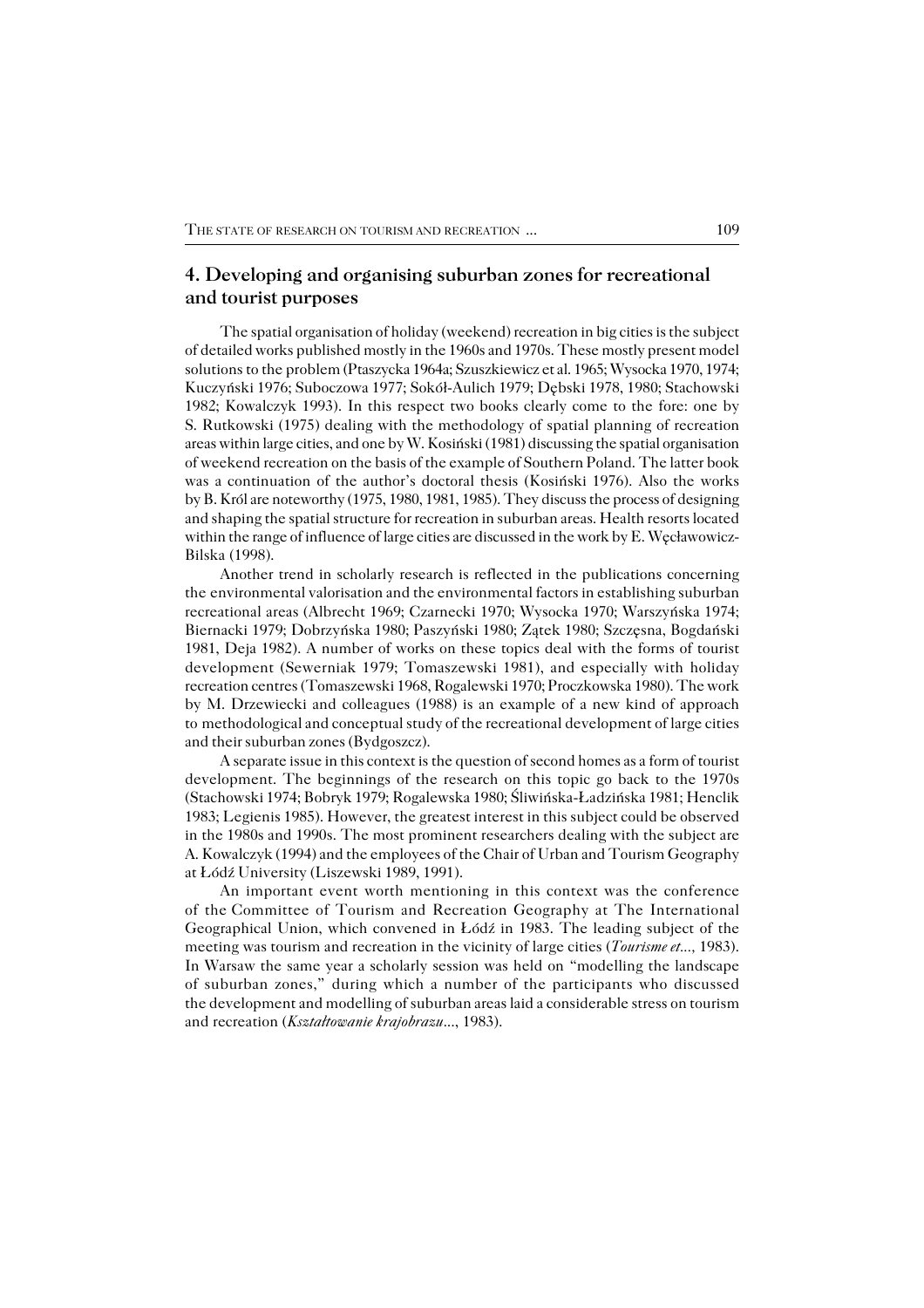## 4. Developing and organising suburban zones for recreational and tourist purposes

The spatial organisation of holiday (weekend) recreation in big cities is the subject of detailed works published mostly in the 1960s and 1970s. These mostly present model solutions to the problem (Ptaszycka 1964a; Szuszkiewicz et al. 1965; Wysocka 1970, 1974; Kuczyński 1976; Suboczowa 1977; Sokół-Aulich 1979; Dębski 1978, 1980; Stachowski 1982; Kowalczyk 1993). In this respect two books clearly come to the fore: one by S. Rutkowski (1975) dealing with the methodology of spatial planning of recreation areas within large cities, and one by W. Kosiński (1981) discussing the spatial organisation of weekend recreation on the basis of the example of Southern Poland. The latter book was a continuation of the author's doctoral thesis (Kosiński 1976). Also the works by B. Król are noteworthy (1975, 1980, 1981, 1985). They discuss the process of designing and shaping the spatial structure for recreation in suburban areas. Health resorts located within the range of influence of large cities are discussed in the work by E. Węcławowicz-Bilska (1998).

Another trend in scholarly research is reflected in the publications concerning the environmental valorisation and the environmental factors in establishing suburban recreational areas (Albrecht 1969; Czarnecki 1970; Wysocka 1970; Warszyńska 1974; Biernacki 1979; Dobrzyńska 1980; Paszyński 1980; Zątek 1980; Szczęsna, Bogdański 1981, Deja 1982). A number of works on these topics deal with the forms of tourist development (Sewerniak 1979; Tomaszewski 1981), and especially with holiday recreation centres (Tomaszewski 1968, Rogalewski 1970; Proczkowska 1980). The work by M. Drzewiecki and colleagues (1988) is an example of a new kind of approach to methodological and conceptual study of the recreational development of large cities and their suburban zones (Bydgoszcz).

A separate issue in this context is the question of second homes as a form of tourist development. The beginnings of the research on this topic go back to the 1970s (Stachowski 1974; Bobryk 1979; Rogalewska 1980; Śliwińska-Ładzińska 1981; Henclik 1983; Legienis 1985). However, the greatest interest in this subject could be observed in the 1980s and 1990s. The most prominent researchers dealing with the subject are A. Kowalczyk (1994) and the employees of the Chair of Urban and Tourism Geography at Łódź University (Liszewski 1989, 1991).

An important event worth mentioning in this context was the conference of the Committee of Tourism and Recreation Geography at The International Geographical Union, which convened in Łódź in 1983. The leading subject of the meeting was tourism and recreation in the vicinity of large cities (*Tourisme et...*, 1983). In Warsaw the same year a scholarly session was held on "modelling the landscape of suburban zones," during which a number of the participants who discussed the development and modelling of suburban areas laid a considerable stress on tourism and recreation (*Kształtowanie krajobrazu...*, 1983).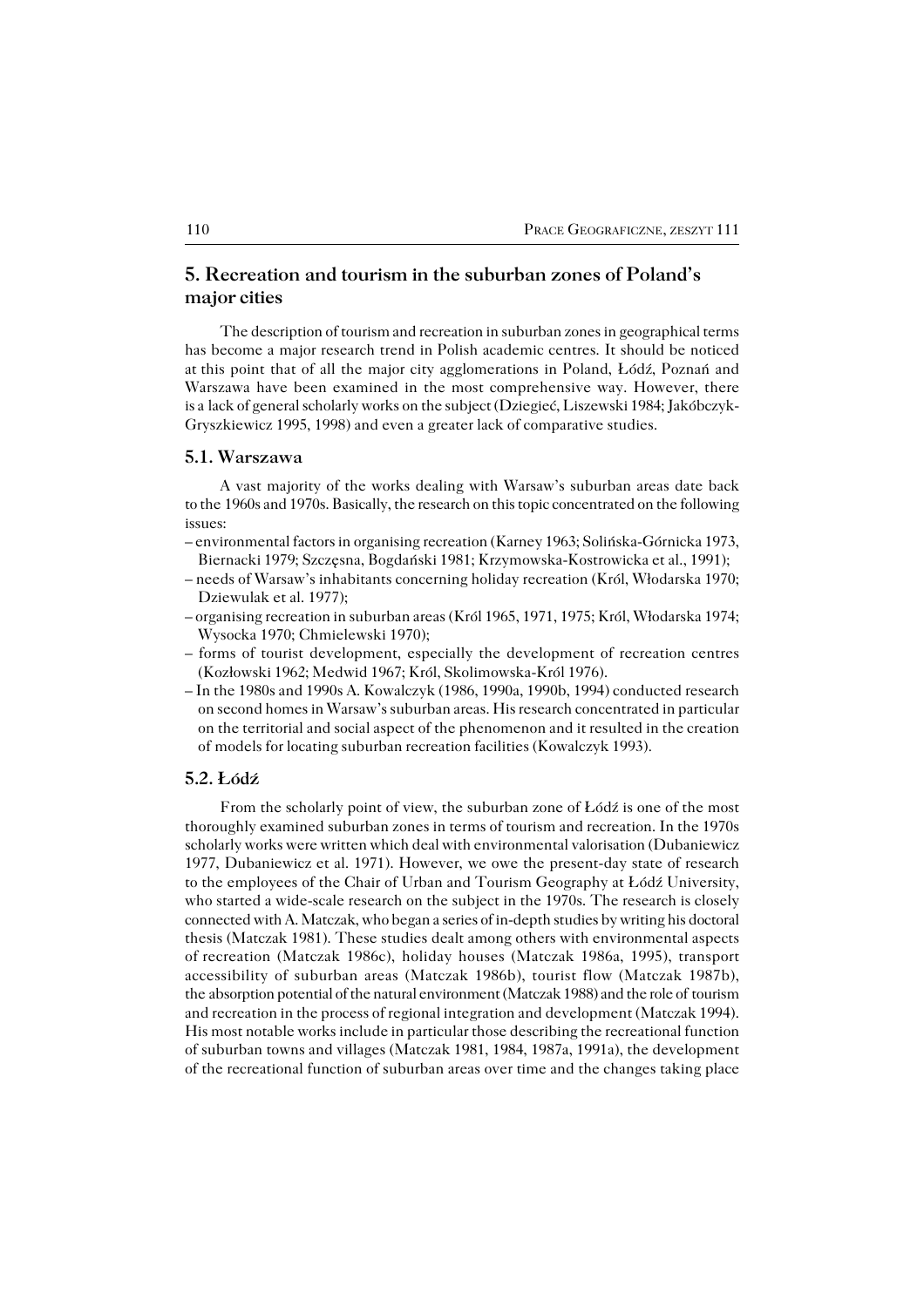## 5. Recreation and tourism in the suburban zones of Poland's major cities

The description of tourism and recreation in suburban zones in geographical terms has become a major research trend in Polish academic centres. It should be noticed at this point that of all the major city agglomerations in Poland, Łódź, Poznań and Warszawa have been examined in the most comprehensive way. However, there is a lack of general scholarly works on the subject (Dziegieć, Liszewski 1984; Jakóbczyk-Gryszkiewicz 1995, 1998) and even a greater lack of comparative studies.

### 5.1. Warszawa

A vast majority of the works dealing with Warsaw's suburban areas date back to the 1960s and 1970s. Basically, the research on this topic concentrated on the following issues:

– environmental factors in organising recreation (Karney 1963; Solińska-Górnicka 1973, Biernacki 1979; Szczęsna, Bogdański 1981; Krzymowska-Kostrowicka et al., 1991);
– needs of Warsaw's inhabitants concerning holiday recreation (Król, Włodarska 1970; Dziewulak et al. 1977);
– organising recreation in suburban areas (Król 1965, 1971, 1975; Król, Włodarska 1974; Wysocka 1970; Chmielewski 1970);
– forms of tourist development, especially the development of recreation centres (Kozłowski 1962; Medwid 1967; Król, Skolimowska-Król 1976).
– In the 1980s and 1990s A. Kowalczyk (1986, 1990a, 1990b, 1994) conducted research on second homes in Warsaw's suburban areas. His research concentrated in particular on the territorial and social aspect of the phenomenon and it resulted in the creation of models for locating suburban recreation facilities (Kowalczyk 1993).

### 5.2. Łódź

From the scholarly point of view, the suburban zone of Łódź is one of the most thoroughly examined suburban zones in terms of tourism and recreation. In the 1970s scholarly works were written which deal with environmental valorisation (Dubaniewicz 1977, Dubaniewicz et al. 1971). However, we owe the present-day state of research to the employees of the Chair of Urban and Tourism Geography at Łódź University, who started a wide-scale research on the subject in the 1970s. The research is closely connected with A. Matczak, who began a series of in-depth studies by writing his doctoral thesis (Matczak 1981). These studies dealt among others with environmental aspects of recreation (Matczak 1986c), holiday houses (Matczak 1986a, 1995), transport accessibility of suburban areas (Matczak 1986b), tourist flow (Matczak 1987b), the absorption potential of the natural environment (Matczak 1988) and the role of tourism and recreation in the process of regional integration and development (Matczak 1994). His most notable works include in particular those describing the recreational function of suburban towns and villages (Matczak 1981, 1984, 1987a, 1991a), the development of the recreational function of suburban areas over time and the changes taking place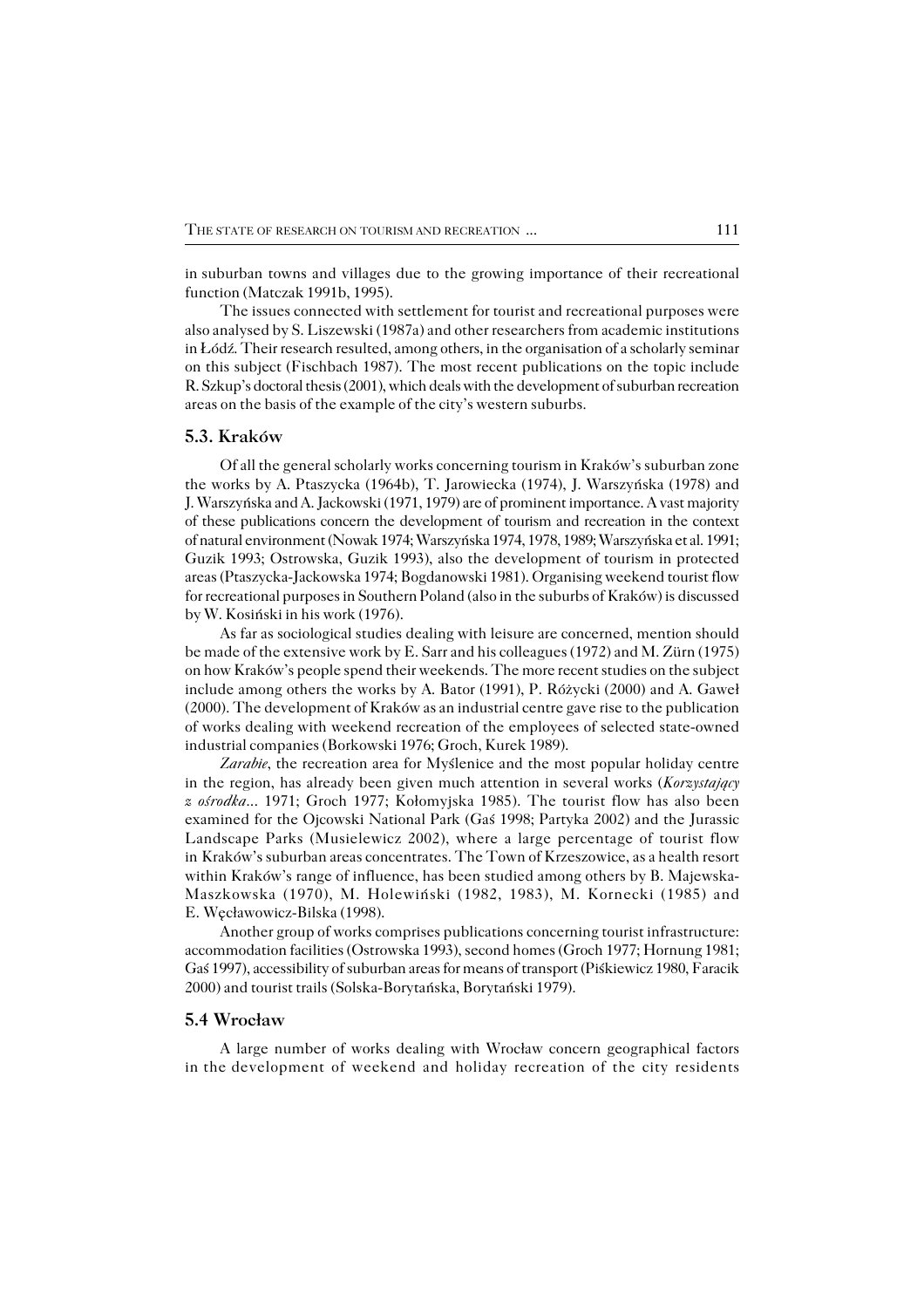in suburban towns and villages due to the growing importance of their recreational function (Matczak 1991b, 1995).

The issues connected with settlement for tourist and recreational purposes were also analysed by S. Liszewski (1987a) and other researchers from academic institutions in Łódź. Their research resulted, among others, in the organisation of a scholarly seminar on this subject (Fischbach 1987). The most recent publications on the topic include R. Szkup's doctoral thesis (2001), which deals with the development of suburban recreation areas on the basis of the example of the city's western suburbs.

## 5.3. Kraków

Of all the general scholarly works concerning tourism in Kraków's suburban zone the works by A. Ptaszycka (1964b), T. Jarowiecka (1974), J. Warszyńska (1978) and J. Warszyńska and A. Jackowski (1971, 1979) are of prominent importance. A vast majority of these publications concern the development of tourism and recreation in the context of natural environment (Nowak 1974; Warszyńska 1974, 1978, 1989; Warszyńska et al. 1991; Guzik 1993; Ostrowska, Guzik 1993), also the development of tourism in protected areas (Ptaszycka-Jackowska 1974; Bogdanowski 1981). Organising weekend tourist flow for recreational purposes in Southern Poland (also in the suburbs of Kraków) is discussed by W. Kosiński in his work (1976).

As far as sociological studies dealing with leisure are concerned, mention should be made of the extensive work by E. Sarr and his colleagues (1972) and M. Zürn (1975) on how Kraków's people spend their weekends. The more recent studies on the subject include among others the works by A. Bator (1991), P. Różycki (2000) and A. Gaweł (2000). The development of Kraków as an industrial centre gave rise to the publication of works dealing with weekend recreation of the employees of selected state-owned industrial companies (Borkowski 1976; Groch, Kurek 1989).

*Zarabie*, the recreation area for Myślenice and the most popular holiday centre in the region, has already been given much attention in several works (*Korzystający z ośrodka*... 1971; Groch 1977; Kołomyjska 1985). The tourist flow has also been examined for the Ojcowski National Park (Gaś 1998; Partyka 2002) and the Jurassic Landscape Parks (Musielewicz 2002), where a large percentage of tourist flow in Kraków's suburban areas concentrates. The Town of Krzeszowice, as a health resort within Kraków's range of influence, has been studied among others by B. Majewska-Maszkowska (1970), M. Holewiński (1982, 1983), M. Kornecki (1985) and E. Węcławowicz-Bilska (1998).

Another group of works comprises publications concerning tourist infrastructure: accommodation facilities (Ostrowska 1993), second homes (Groch 1977; Hornung 1981; Gaś 1997), accessibility of suburban areas for means of transport (Piśkiewicz 1980, Faracik 2000) and tourist trails (Solska-Borytańska, Borytański 1979).

## 5.4 Wrocław

A large number of works dealing with Wrocław concern geographical factors in the development of weekend and holiday recreation of the city residents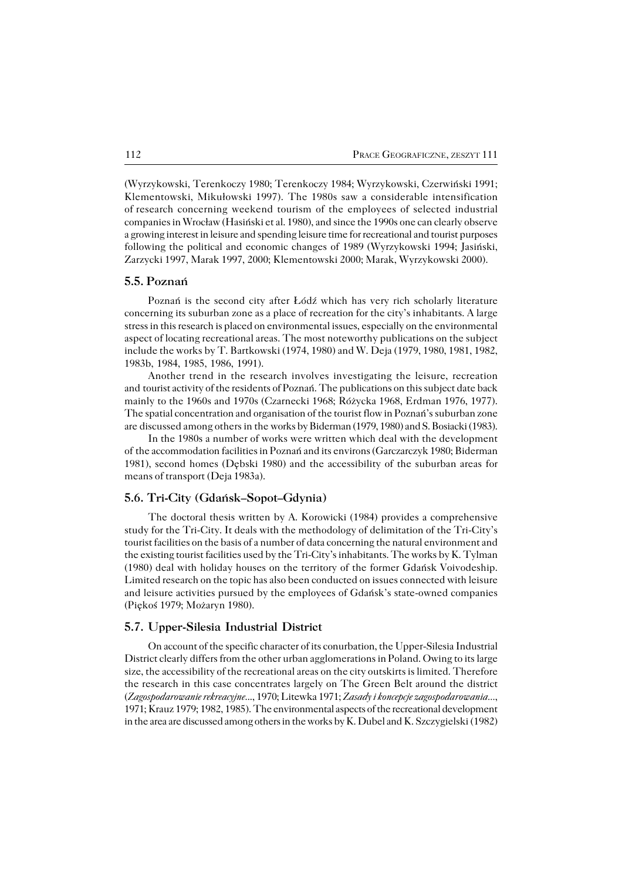(Wyrzykowski, Terenkoczy 1980; Terenkoczy 1984; Wyrzykowski, Czerwiński 1991; Klementowski, Mikułowski 1997). The 1980s saw a considerable intensification of research concerning weekend tourism of the employees of selected industrial companies in Wrocław (Hasiński et al. 1980), and since the 1990s one can clearly observe a growing interest in leisure and spending leisure time for recreational and tourist purposes following the political and economic changes of 1989 (Wyrzykowski 1994; Jasiński, Zarzycki 1997, Marak 1997, 2000; Klementowski 2000; Marak, Wyrzykowski 2000).

### 5.5. Poznań

Poznań is the second city after Łódź which has very rich scholarly literature concerning its suburban zone as a place of recreation for the city's inhabitants. A large stress in this research is placed on environmental issues, especially on the environmental aspect of locating recreational areas. The most noteworthy publications on the subject include the works by T. Bartkowski (1974, 1980) and W. Deja (1979, 1980, 1981, 1982, 1983b, 1984, 1985, 1986, 1991).

Another trend in the research involves investigating the leisure, recreation and tourist activity of the residents of Poznań. The publications on this subject date back mainly to the 1960s and 1970s (Czarnecki 1968; Różycka 1968, Erdman 1976, 1977). The spatial concentration and organisation of the tourist flow in Poznań's suburban zone are discussed among others in the works by Biderman (1979, 1980) and S. Bosiacki (1983).

In the 1980s a number of works were written which deal with the development of the accommodation facilities in Poznań and its environs (Garczarczyk 1980; Biderman 1981), second homes (Dębski 1980) and the accessibility of the suburban areas for means of transport (Deja 1983a).

### 5.6. Tri-City (Gdańsk–Sopot–Gdynia)

The doctoral thesis written by A. Korowicki (1984) provides a comprehensive study for the Tri-City. It deals with the methodology of delimitation of the Tri-City's tourist facilities on the basis of a number of data concerning the natural environment and the existing tourist facilities used by the Tri-City's inhabitants. The works by K. Tylman (1980) deal with holiday houses on the territory of the former Gdańsk Voivodeship. Limited research on the topic has also been conducted on issues connected with leisure and leisure activities pursued by the employees of Gdańsk's state-owned companies (Piękoś 1979; Możaryn 1980).

### 5.7. Upper-Silesia Industrial District

On account of the specific character of its conurbation, the Upper-Silesia Industrial District clearly differs from the other urban agglomerations in Poland. Owing to its large size, the accessibility of the recreational areas on the city outskirts is limited. Therefore the research in this case concentrates largely on The Green Belt around the district (*Zagospodarowanie rekreacyjne*..., 1970; Litewka 1971; *Zasady i koncepcje zagospodarowania*..., 1971; Krauz 1979; 1982, 1985). The environmental aspects of the recreational development in the area are discussed among others in the works by K. Dubel and K. Szczygielski (1982)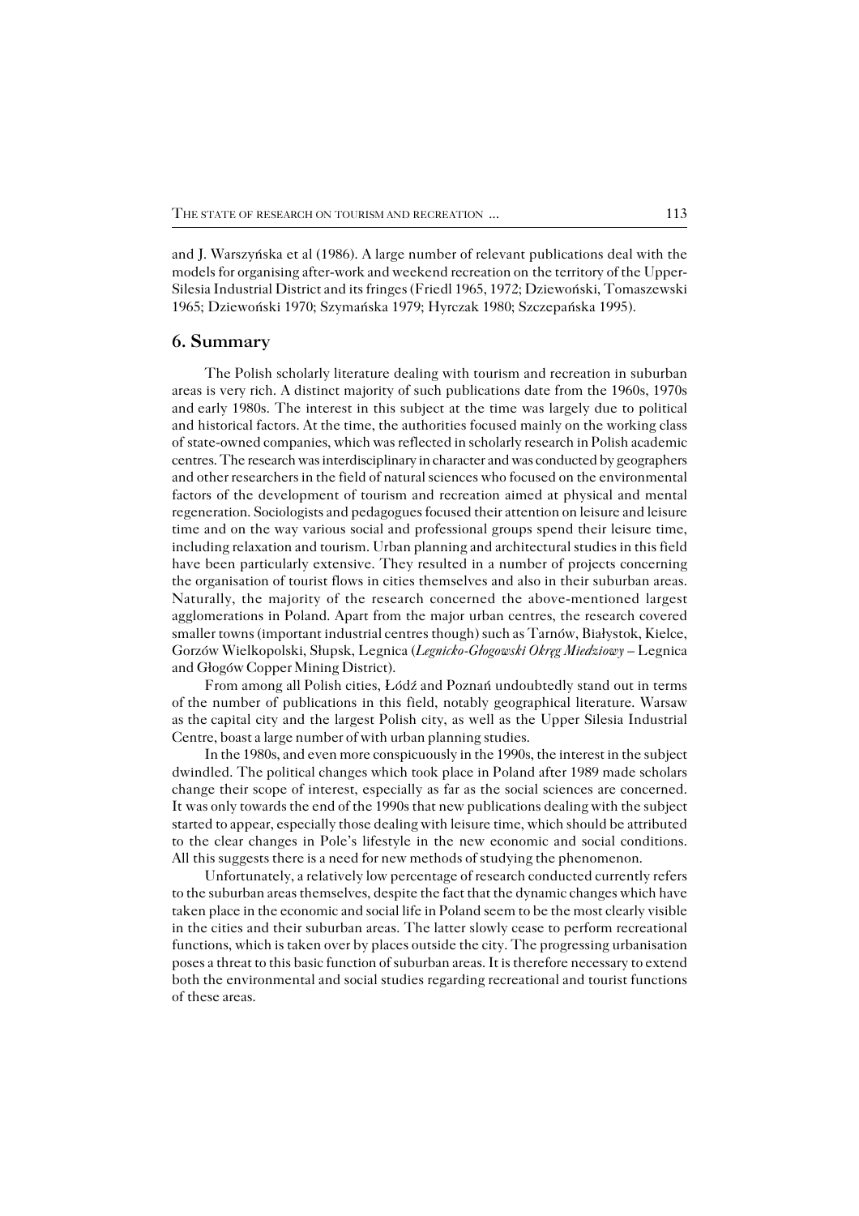and J. Warszyńska et al (1986). A large number of relevant publications deal with the models for organising after-work and weekend recreation on the territory of the Upper-Silesia Industrial District and its fringes (Friedl 1965, 1972; Dziewoński, Tomaszewski 1965; Dziewoński 1970; Szymańska 1979; Hyrczak 1980; Szczepańska 1995).

## 6. Summary

The Polish scholarly literature dealing with tourism and recreation in suburban areas is very rich. A distinct majority of such publications date from the 1960s, 1970s and early 1980s. The interest in this subject at the time was largely due to political and historical factors. At the time, the authorities focused mainly on the working class of state-owned companies, which was reflected in scholarly research in Polish academic centres. The research was interdisciplinary in character and was conducted by geographers and other researchers in the field of natural sciences who focused on the environmental factors of the development of tourism and recreation aimed at physical and mental regeneration. Sociologists and pedagogues focused their attention on leisure and leisure time and on the way various social and professional groups spend their leisure time, including relaxation and tourism. Urban planning and architectural studies in this field have been particularly extensive. They resulted in a number of projects concerning the organisation of tourist flows in cities themselves and also in their suburban areas. Naturally, the majority of the research concerned the above-mentioned largest agglomerations in Poland. Apart from the major urban centres, the research covered smaller towns (important industrial centres though) such as Tarnów, Białystok, Kielce, Gorzów Wielkopolski, Słupsk, Legnica (*Legnicko-Głogowski Okręg Miedziowy* – Legnica and Głogów Copper Mining District).

From among all Polish cities, Łódź and Poznań undoubtedly stand out in terms of the number of publications in this field, notably geographical literature. Warsaw as the capital city and the largest Polish city, as well as the Upper Silesia Industrial Centre, boast a large number of with urban planning studies.

In the 1980s, and even more conspicuously in the 1990s, the interest in the subject dwindled. The political changes which took place in Poland after 1989 made scholars change their scope of interest, especially as far as the social sciences are concerned. It was only towards the end of the 1990s that new publications dealing with the subject started to appear, especially those dealing with leisure time, which should be attributed to the clear changes in Pole's lifestyle in the new economic and social conditions. All this suggests there is a need for new methods of studying the phenomenon.

Unfortunately, a relatively low percentage of research conducted currently refers to the suburban areas themselves, despite the fact that the dynamic changes which have taken place in the economic and social life in Poland seem to be the most clearly visible in the cities and their suburban areas. The latter slowly cease to perform recreational functions, which is taken over by places outside the city. The progressing urbanisation poses a threat to this basic function of suburban areas. It is therefore necessary to extend both the environmental and social studies regarding recreational and tourist functions of these areas.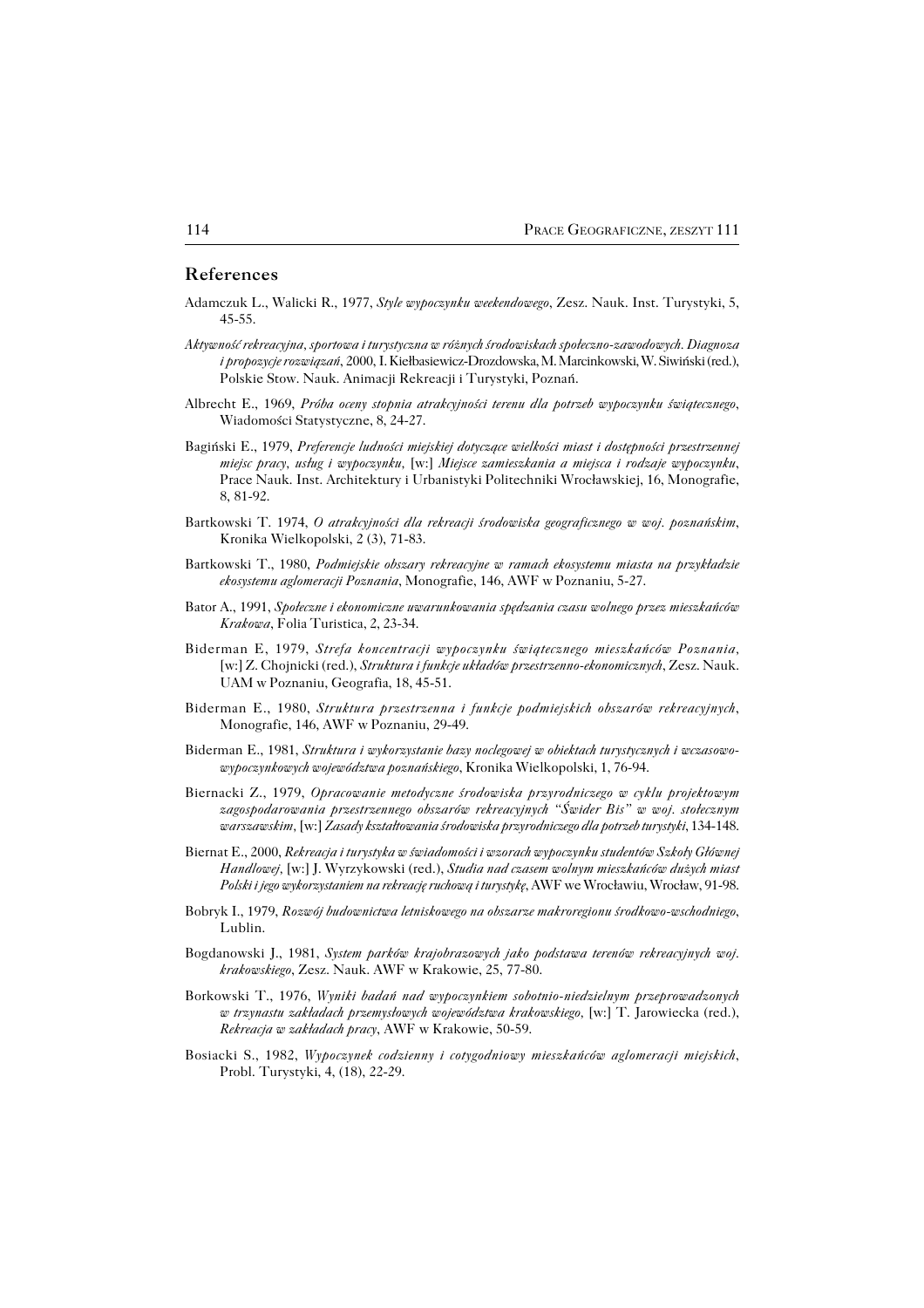## References

Adamczuk L., Walicki R., 1977, *Style wypoczynku weekendowego*, Zesz. Nauk. Inst. Turystyki, 5, 45-55.

*Aktywność rekreacyjna, sportowa i turystyczna w różnych środowiskach społeczno-zawodowych. Diagnoza i propozycje rozwiązań*, 2000, I. Kiełbasiewicz-Drozdowska, M. Marcinkowski, W. Siwiński (red.), Polskie Stow. Nauk. Animacji Rekreacji i Turystyki, Poznań.

Albrecht E., 1969, *Próba oceny stopnia atrakcyjności terenu dla potrzeb wypoczynku świątecznego*, Wiadomości Statystyczne, 8, 24-27.

Bagiński E., 1979, *Preferencje ludności miejskiej dotyczące wielkości miast i dostępności przestrzennej miejsc pracy, usług i wypoczynku*, [w:] *Miejsce zamieszkania a miejsca i rodzaje wypoczynku*, Prace Nauk. Inst. Architektury i Urbanistyki Politechniki Wrocławskiej, 16, Monografie, 8, 81-92.

Bartkowski T. 1974, *O atrakcyjności dla rekreacji środowiska geograficznego w woj. poznańskim*, Kronika Wielkopolski, 2 (3), 71-83.

Bartkowski T., 1980, *Podmiejskie obszary rekreacyjne w ramach ekosystemu miasta na przykładzie ekosystemu aglomeracji Poznania*, Monografie, 146, AWF w Poznaniu, 5-27.

Bator A., 1991, *Społeczne i ekonomiczne uwarunkowania spędzania czasu wolnego przez mieszkańców Krakowa*, Folia Turistica, 2, 23-34.

Biderman E, 1979, *Strefa koncentracji wypoczynku świątecznego mieszkańców Poznania*, [w:] Z. Chojnicki (red.), *Struktura i funkcje układów przestrzenno-ekonomicznych*, Zesz. Nauk. UAM w Poznaniu, Geografia, 18, 45-51.

Biderman E., 1980, *Struktura przestrzenna i funkcje podmiejskich obszarów rekreacyjnych*, Monografie, 146, AWF w Poznaniu, 29-49.

Biderman E., 1981, *Struktura i wykorzystanie bazy noclegowej w obiektach turystycznych i wczasowo-wypoczynkowych województwa poznańskiego*, Kronika Wielkopolski, 1, 76-94.

Biernacki Z., 1979, *Opracowanie metodyczne środowiska przyrodniczego w cyklu projektowym zagospodarowania przestrzennego obszarów rekreacyjnych "Świder Bis" w woj. stołecznym warszawskim*, [w:] *Zasady kształtowania środowiska przyrodniczego dla potrzeb turystyki*, 134-148.

Biernat E., 2000, *Rekreacja i turystyka w świadomości i wzorach wypoczynku studentów Szkoły Głównej Handlowej*, [w:] J. Wyrzykowski (red.), *Studia nad czasem wolnym mieszkańców dużych miast Polski i jego wykorzystaniem na rekreację ruchową i turystykę*, AWF we Wrocławiu, Wrocław, 91-98.

Bobryk I., 1979, *Rozwój budownictwa letniskowego na obszarze makroregionu środkowo-wschodniego*, Lublin.

Bogdanowski J., 1981, *System parków krajobrazowych jako podstawa terenów rekreacyjnych woj. krakowskiego*, Zesz. Nauk. AWF w Krakowie, 25, 77-80.

Borkowski T., 1976, *Wyniki badań nad wypoczynkiem sobotnio-niedzielnym przeprowadzonych w trzynastu zakładach przemysłowych województwa krakowskiego*, [w:] T. Jarowiecka (red.), *Rekreacja w zakładach pracy*, AWF w Krakowie, 50-59.

Bosiacki S., 1982, *Wypoczynek codzienny i cotygodniowy mieszkańców aglomeracji miejskich*, Probl. Turystyki, 4, (18), 22-29.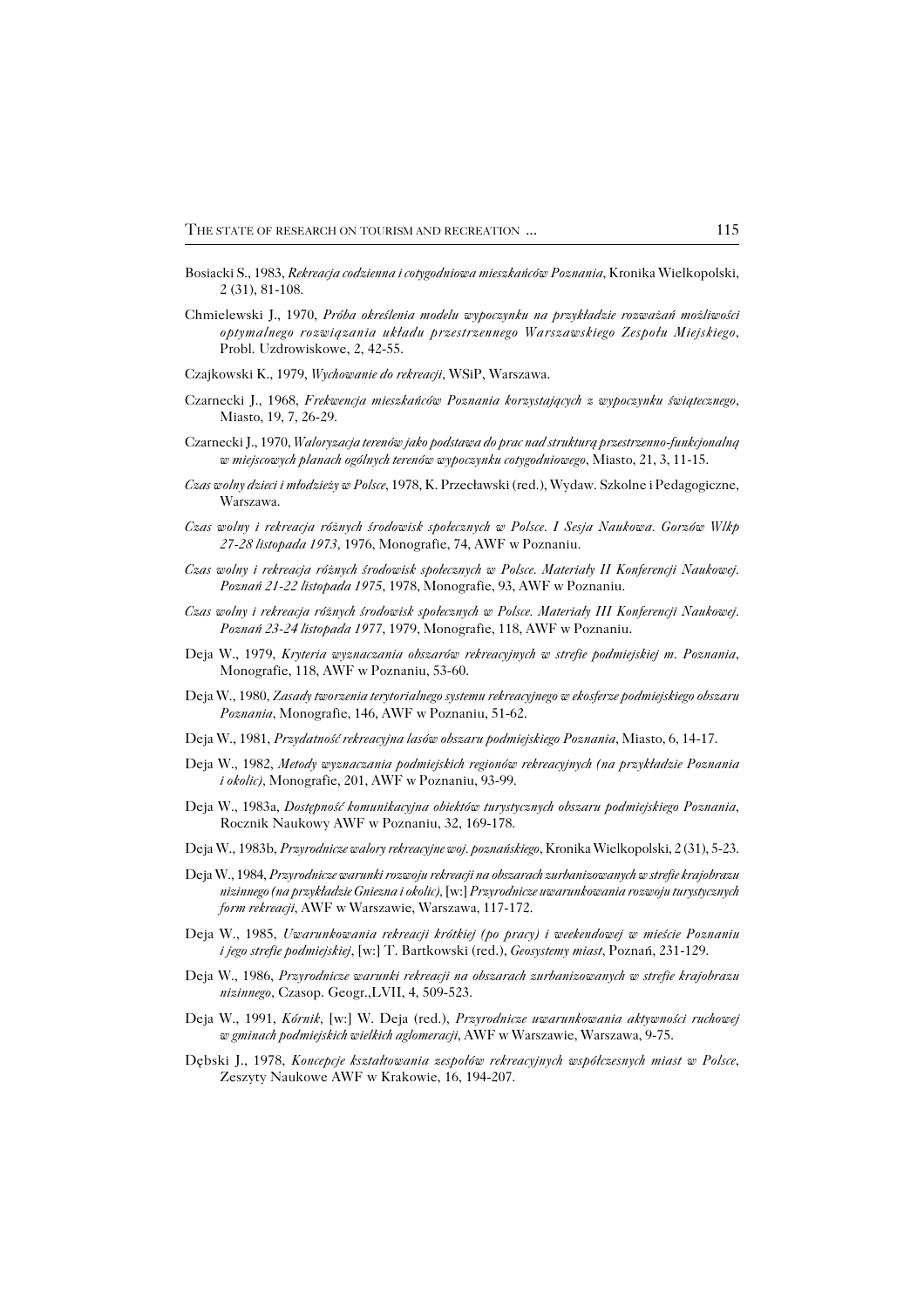Bosiacki S., 1983, *Rekreacja codzienna i cotygodniowa mieszkańców Poznania*, Kronika Wielkopolski, *2* (31), 81-108.

Chmielewski J., 1970, *Próba określenia modelu wypoczynku na przykładzie rozważań możliwości optymalnego rozwiązania układu przestrzennego Warszawskiego Zespołu Miejskiego*, Probl. Uzdrowiskowe, *2*, 42-55.

Czajkowski K., 1979, *Wychowanie do rekreacji*, WSiP, Warszawa.

Czarnecki J., 1968, *Frekwencja mieszkańców Poznania korzystających z wypoczynku świątecznego*, Miasto, 19, 7, 26-29.

Czarnecki J., 1970, *Waloryzacja terenów jako podstawa do prac nad strukturą przestrzenno-funkcjonalną w miejscowych planach ogólnych terenów wypoczynku cotygodniowego*, Miasto, 21, 3, 11-15.

*Czas wolny dzieci i młodzieży w Polsce*, 1978, K. Przecławski (red.), Wydaw. Szkolne i Pedagogiczne, Warszawa.

*Czas wolny i rekreacja różnych środowisk społecznych w Polsce. I Sesja Naukowa. Gorzów Wlkp 27-28 listopada 1973*, 1976, Monografie, 74, AWF w Poznaniu.

*Czas wolny i rekreacja różnych środowisk społecznych w Polsce. Materiały II Konferencji Naukowej. Poznań 21-22 listopada 1975*, 1978, Monografie, 93, AWF w Poznaniu.

*Czas wolny i rekreacja różnych środowisk społecznych w Polsce. Materiały III Konferencji Naukowej. Poznań 23-24 listopada 1977*, 1979, Monografie, 118, AWF w Poznaniu.

Deja W., 1979, *Kryteria wyznaczania obszarów rekreacyjnych w strefie podmiejskiej m. Poznania*, Monografie, 118, AWF w Poznaniu, 53-60.

Deja W., 1980, *Zasady tworzenia terytorialnego systemu rekreacyjnego w ekosferze podmiejskiego obszaru Poznania*, Monografie, 146, AWF w Poznaniu, 51-62.

Deja W., 1981, *Przydatność rekreacyjna lasów obszaru podmiejskiego Poznania*, Miasto, 6, 14-17.

Deja W., 1982, *Metody wyznaczania podmiejskich regionów rekreacyjnych (na przykładzie Poznania i okolic)*, Monografie, 201, AWF w Poznaniu, 93-99.

Deja W., 1983a, *Dostępność komunikacyjna obiektów turystycznych obszaru podmiejskiego Poznania*, Rocznik Naukowy AWF w Poznaniu, 32, 169-178.

Deja W., 1983b, *Przyrodnicze walory rekreacyjne woj. poznańskiego*, Kronika Wielkopolski, *2* (31), 5-23.

Deja W., 1984, *Przyrodnicze warunki rozwoju rekreacji na obszarach zurbanizowanych w strefie krajobrazu nizinnego (na przykładzie Gniezna i okolic)*, [w:] *Przyrodnicze uwarunkowania rozwoju turystycznych form rekreacji*, AWF w Warszawie, Warszawa, 117-172.

Deja W., 1985, *Uwarunkowania rekreacji krótkiej (po pracy) i weekendowej w mieście Poznaniu i jego strefie podmiejskiej*, [w:] T. Bartkowski (red.), *Geosystemy miast*, Poznań, 231-129.

Deja W., 1986, *Przyrodnicze warunki rekreacji na obszarach zurbanizowanych w strefie krajobrazu nizinnego*, Czasop. Geogr.,LVII, 4, 509-523.

Deja W., 1991, *Kórnik*, [w:] W. Deja (red.), *Przyrodnicze uwarunkowania aktywności ruchowej w gminach podmiejskich wielkich aglomeracji*, AWF w Warszawie, Warszawa, 9-75.

Dębski J., 1978, *Koncepcje kształtowania zespołów rekreacyjnych współczesnych miast w Polsce*, Zeszyty Naukowe AWF w Krakowie, 16, 194-207.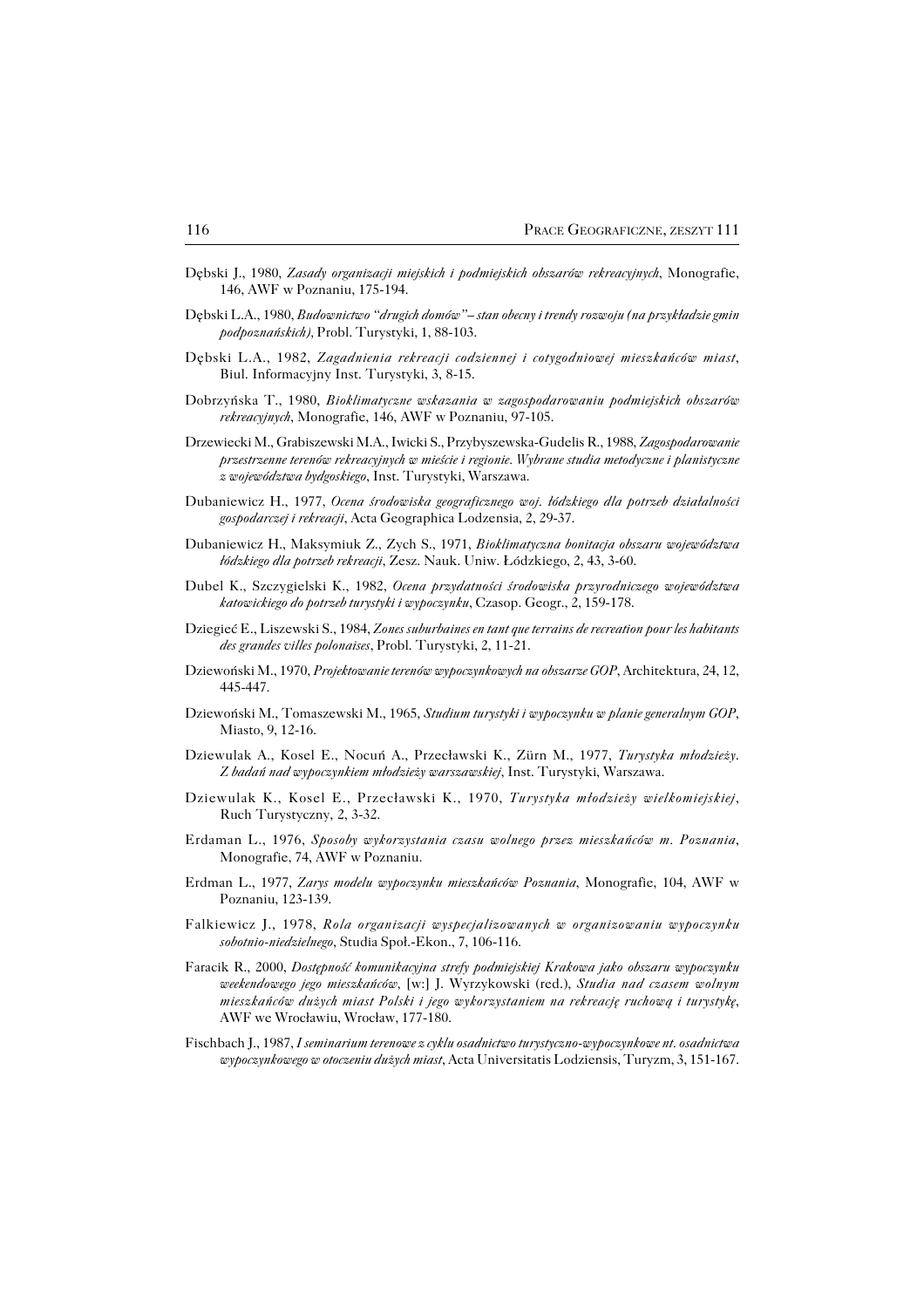Dębski J., 1980, *Zasady organizacji miejskich i podmiejskich obszarów rekreacyjnych*, Monografie, 146, AWF w Poznaniu, 175-194.

Dębski L.A., 1980, *Budownictwo "drugich domów"– stan obecny i trendy rozwoju (na przykładzie gmin podpoznańskich)*, Probl. Turystyki, 1, 88-103.

Dębski L.A., 1982, *Zagadnienia rekreacji codziennej i cotygodniowej mieszkańców miast*, Biul. Informacyjny Inst. Turystyki, 3, 8-15.

Dobrzyńska T., 1980, *Bioklimatyczne wskazania w zagospodarowaniu podmiejskich obszarów rekreacyjnych*, Monografie, 146, AWF w Poznaniu, 97-105.

Drzewiecki M., Grabiszewski M.A., Iwicki S., Przybyszewska-Gudelis R., 1988, *Zagospodarowanie przestrzenne terenów rekreacyjnych w mieście i regionie. Wybrane studia metodyczne i planistyczne z województwa bydgoskiego*, Inst. Turystyki, Warszawa.

Dubaniewicz H., 1977, *Ocena środowiska geograficznego woj. łódzkiego dla potrzeb działalności gospodarczej i rekreacji*, Acta Geographica Lodzensia, 2, 29-37.

Dubaniewicz H., Maksymiuk Z., Zych S., 1971, *Bioklimatyczna bonitacja obszaru województwa łódzkiego dla potrzeb rekreacji*, Zesz. Nauk. Uniw. Łódzkiego, 2, 43, 3-60.

Dubel K., Szczygielski K., 1982, *Ocena przydatności środowiska przyrodniczego województwa katowickiego do potrzeb turystyki i wypoczynku*, Czasop. Geogr., 2, 159-178.

Dziegieć E., Liszewski S., 1984, *Zones suburbaines en tant que terrains de recreation pour les habitants des grandes villes polonaises*, Probl. Turystyki, 2, 11-21.

Dziewoński M., 1970, *Projektowanie terenów wypoczynkowych na obszarze GOP*, Architektura, 24, 12, 445-447.

Dziewoński M., Tomaszewski M., 1965, *Studium turystyki i wypoczynku w planie generalnym GOP*, Miasto, 9, 12-16.

Dziewulak A., Kosel E., Nocuń A., Przecławski K., Zürn M., 1977, *Turystyka młodzieży. Z badań nad wypoczynkiem młodzieży warszawskiej*, Inst. Turystyki, Warszawa.

Dziewulak K., Kosel E., Przecławski K., 1970, *Turystyka młodzieży wielkomiejskiej*, Ruch Turystyczny, 2, 3-32.

Erdaman L., 1976, *Sposoby wykorzystania czasu wolnego przez mieszkańców m. Poznania*, Monografie, 74, AWF w Poznaniu.

Erdman L., 1977, *Zarys modelu wypoczynku mieszkańców Poznania*, Monografie, 104, AWF w Poznaniu, 123-139.

Falkiewicz J., 1978, *Rola organizacji wyspecjalizowanych w organizowaniu wypoczynku sobotnio-niedzielnego*, Studia Społ.-Ekon., 7, 106-116.

Faracik R., 2000, *Dostępność komunikacyjna strefy podmiejskiej Krakowa jako obszaru wypoczynku weekendowego jego mieszkańców*, [w:] J. Wyrzykowski (red.), *Studia nad czasem wolnym mieszkańców dużych miast Polski i jego wykorzystaniem na rekreację ruchową i turystykę*, AWF we Wrocławiu, Wrocław, 177-180.

Fischbach J., 1987, *I seminarium terenowe z cyklu osadnictwo turystyczno-wypoczynkowe nt. osadnictwa wypoczynkowego w otoczeniu dużych miast*, Acta Universitatis Lodziensis, Turyzm, 3, 151-167.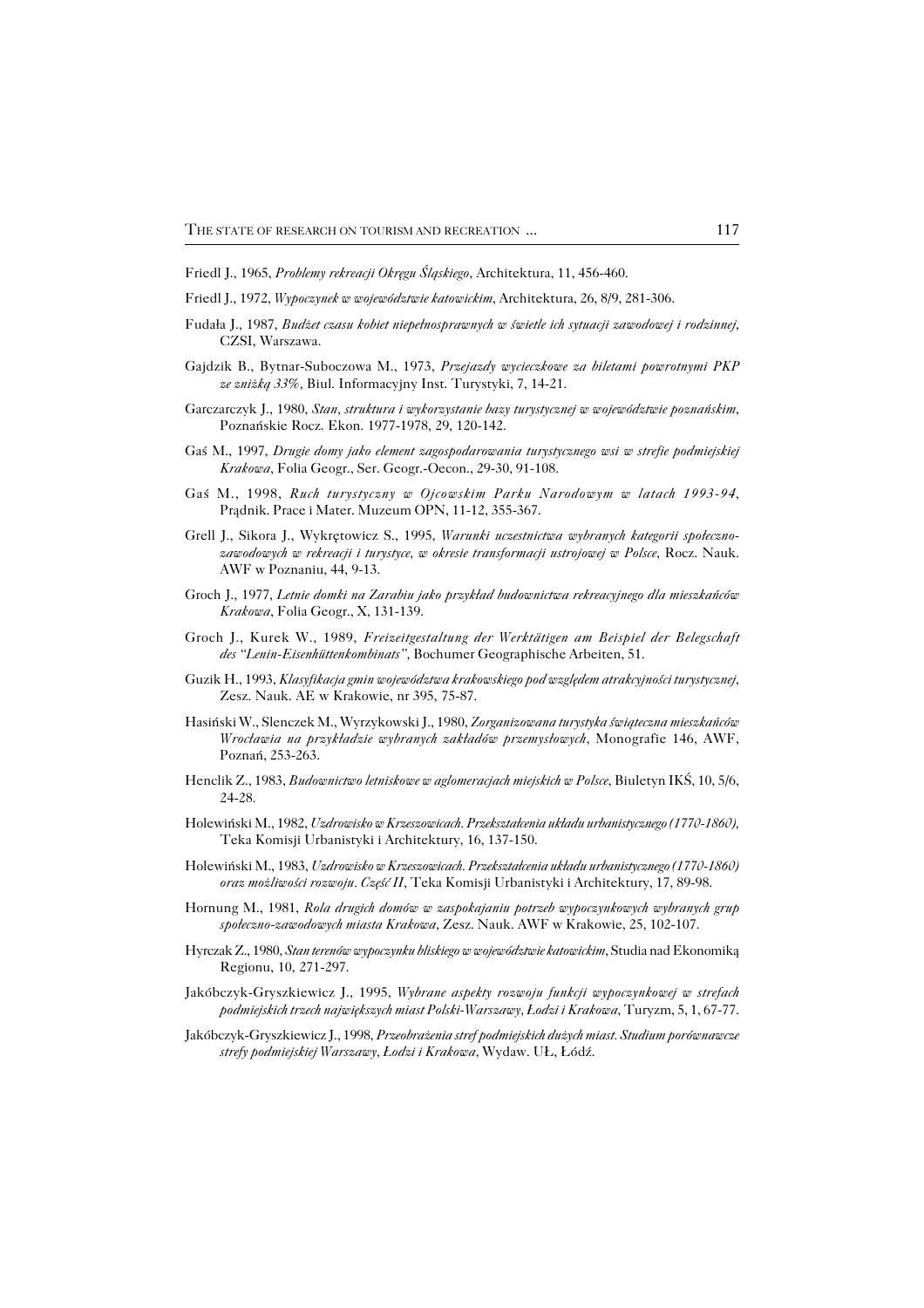Friedl J., 1965, *Problemy rekreacji Okręgu Śląskiego*, Architektura, 11, 456-460.

Friedl J., 1972, *Wypoczynek w województwie katowickim*, Architektura, 26, 8/9, 281-306.

Fudała J., 1987, *Budżet czasu kobiet niepełnosprawnych w świetle ich sytuacji zawodowej i rodzinnej*, CZSI, Warszawa.

Gajdzik B., Bytnar-Suboczowa M., 1973, *Przejazdy wycieczkowe za biletami powrotnymi PKP ze zniżką 33%*, Biul. Informacyjny Inst. Turystyki, 7, 14-21.

Garczarczyk J., 1980, *Stan, struktura i wykorzystanie bazy turystycznej w województwie poznańskim*, Poznańskie Rocz. Ekon. 1977-1978, 29, 120-142.

Gaś M., 1997, *Drugie domy jako element zagospodarowania turystycznego wsi w strefie podmiejskiej Krakowa*, Folia Geogr., Ser. Geogr.-Oecon., 29-30, 91-108.

Gaś M., 1998, *Ruch turystyczny w Ojcowskim Parku Narodowym w latach 1993-94*, Prądnik. Prace i Mater. Muzeum OPN, 11-12, 355-367.

Grell J., Sikora J., Wykrętowicz S., 1995, *Warunki uczestnictwa wybranych kategorii społeczno-zawodowych w rekreacji i turystyce, w okresie transformacji ustrojowej w Polsce*, Rocz. Nauk. AWF w Poznaniu, 44, 9-13.

Groch J., 1977, *Letnie domki na Zarabiu jako przykład budownictwa rekreacyjnego dla mieszkańców Krakowa*, Folia Geogr., X, 131-139.

Groch J., Kurek W., 1989, *Freizeitgestaltung der Werktätigen am Beispiel der Belegschaft des "Lenin-Eisenhüttenkombinats"*, Bochumer Geographische Arbeiten, 51.

Guzik H., 1993, *Klasyfikacja gmin województwa krakowskiego pod względem atrakcyjności turystycznej*, Zesz. Nauk. AE w Krakowie, nr 395, 75-87.

Hasiński W., Slenczek M., Wyrzykowski J., 1980, *Zorganizowana turystyka świąteczna mieszkańców Wrocławia na przykładzie wybranych zakładów przemysłowych*, Monografie 146, AWF, Poznań, 253-263.

Henclik Z., 1983, *Budownictwo letniskowe w aglomeracjach miejskich w Polsce*, Biuletyn IKŚ, 10, 5/6, 24-28.

Holewiński M., 1982, *Uzdrowisko w Krzeszowicach. Przekształcenia układu urbanistycznego (1770-1860),* Teka Komisji Urbanistyki i Architektury, 16, 137-150.

Holewiński M., 1983, *Uzdrowisko w Krzeszowicach. Przekształcenia układu urbanistycznego (1770-1860) oraz możliwości rozwoju. Część II*, Teka Komisji Urbanistyki i Architektury, 17, 89-98.

Hornung M., 1981, *Rola drugich domów w zaspokajaniu potrzeb wypoczynkowych wybranych grup społeczno-zawodowych miasta Krakowa*, Zesz. Nauk. AWF w Krakowie, 25, 102-107.

Hyrczak Z., 1980, *Stan terenów wypoczynku bliskiego w województwie katowickim*, Studia nad Ekonomiką Regionu, 10, 271-297.

Jakóbczyk-Gryszkiewicz J., 1995, *Wybrane aspekty rozwoju funkcji wypoczynkowej w strefach podmiejskich trzech największych miast Polski-Warszawy, Łodzi i Krakowa*, Turyzm, 5, 1, 67-77.

Jakóbczyk-Gryszkiewicz J., 1998, *Przeobrażenia stref podmiejskich dużych miast. Studium porównawcze strefy podmiejskiej Warszawy, Łodzi i Krakowa*, Wydaw. UŁ, Łódź.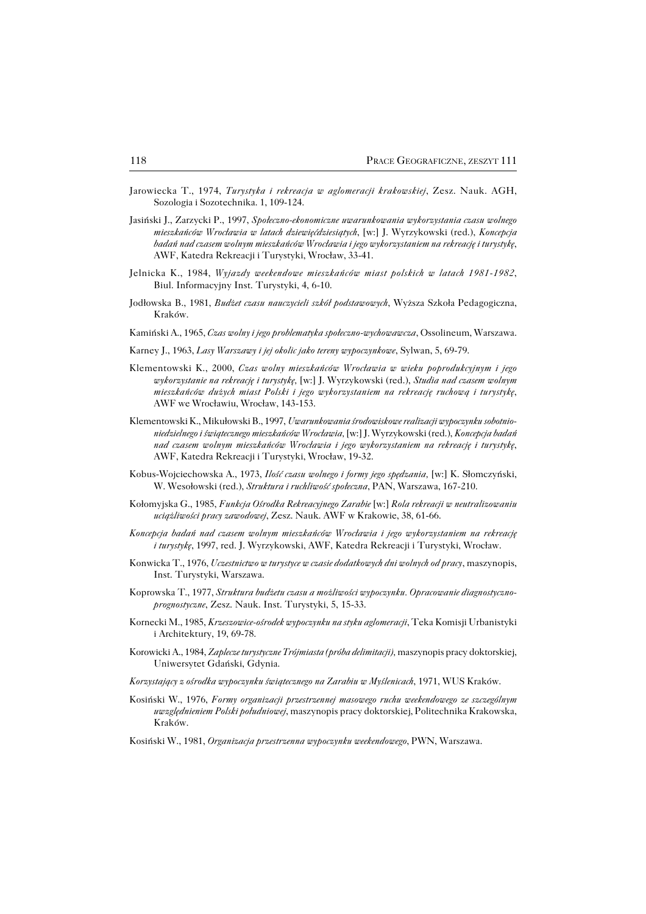Jarowiecka T., 1974, *Turystyka i rekreacja w aglomeracji krakowskiej*, Zesz. Nauk. AGH, Sozologia i Sozotechnika. 1, 109-124.

Jasiński J., Zarzycki P., 1997, *Społeczno-ekonomiczne uwarunkowania wykorzystania czasu wolnego mieszkańców Wrocławia w latach dziewięćdziesiątych*, [w:] J. Wyrzykowski (red.), *Koncepcja badań nad czasem wolnym mieszkańców Wrocławia i jego wykorzystaniem na rekreację i turystykę*, AWF, Katedra Rekreacji i Turystyki, Wrocław, 33-41.

Jelnicka K., 1984, *Wyjazdy weekendowe mieszkańców miast polskich w latach 1981-1982*, Biul. Informacyjny Inst. Turystyki, 4, 6-10.

Jodłowska B., 1981, *Budżet czasu nauczycieli szkół podstawowych*, Wyższa Szkoła Pedagogiczna, Kraków.

Kamiński A., 1965, *Czas wolny i jego problematyka społeczno-wychowawcza*, Ossolineum, Warszawa.

Karney J., 1963, *Lasy Warszawy i jej okolic jako tereny wypoczynkowe*, Sylwan, 5, 69-79.

Klementowski K., 2000, *Czas wolny mieszkańców Wrocławia w wieku poprodukcyjnym i jego wykorzystanie na rekreację i turystykę*, [w:] J. Wyrzykowski (red.), *Studia nad czasem wolnym mieszkańców dużych miast Polski i jego wykorzystaniem na rekreację ruchową i turystykę*, AWF we Wrocławiu, Wrocław, 143-153.

Klementowski K., Mikułowski B., 1997, *Uwarunkowania środowiskowe realizacji wypoczynku sobotnio-niedzielnego i świątecznego mieszkańców Wrocławia*, [w:] J. Wyrzykowski (red.), *Koncepcja badań nad czasem wolnym mieszkańców Wrocławia i jego wykorzystaniem na rekreację i turystykę*, AWF, Katedra Rekreacji i Turystyki, Wrocław, 19-32.

Kobus-Wojciechowska A., 1973, *Ilość czasu wolnego i formy jego spędzania*, [w:] K. Słomczyński, W. Wesołowski (red.), *Struktura i ruchliwość społeczna*, PAN, Warszawa, 167-210.

Kołomyjska G., 1985, *Funkcja Ośrodka Rekreacyjnego Zarabie* [w:] *Rola rekreacji w neutralizowaniu uciążliwości pracy zawodowej*, Zesz. Nauk. AWF w Krakowie, 38, 61-66.

*Koncepcja badań nad czasem wolnym mieszkańców Wrocławia i jego wykorzystaniem na rekreację i turystykę*, 1997, red. J. Wyrzykowski, AWF, Katedra Rekreacji i Turystyki, Wrocław.

Konwicka T., 1976, *Uczestnictwo w turystyce w czasie dodatkowych dni wolnych od pracy*, maszynopis, Inst. Turystyki, Warszawa.

Koprowska T., 1977, *Struktura budżetu czasu a możliwości wypoczynku. Opracowanie diagnostyczno-prognostyczne*, Zesz. Nauk. Inst. Turystyki, 5, 15-33.

Kornecki M., 1985, *Krzeszowice-ośrodek wypoczynku na styku aglomeracji*, Teka Komisji Urbanistyki i Architektury, 19, 69-78.

Korowicki A., 1984, *Zaplecze turystyczne Trójmiasta (próba delimitacji)*, maszynopis pracy doktorskiej, Uniwersytet Gdański, Gdynia.

*Korzystający z ośrodka wypoczynku świątecznego na Zarabiu w Myślenicach*, 1971, WUS Kraków.

Kosiński W., 1976, *Formy organizacji przestrzennej masowego ruchu weekendowego ze szczególnym uwzględnieniem Polski południowej*, maszynopis pracy doktorskiej, Politechnika Krakowska, Kraków.

Kosiński W., 1981, *Organizacja przestrzenna wypoczynku weekendowego*, PWN, Warszawa.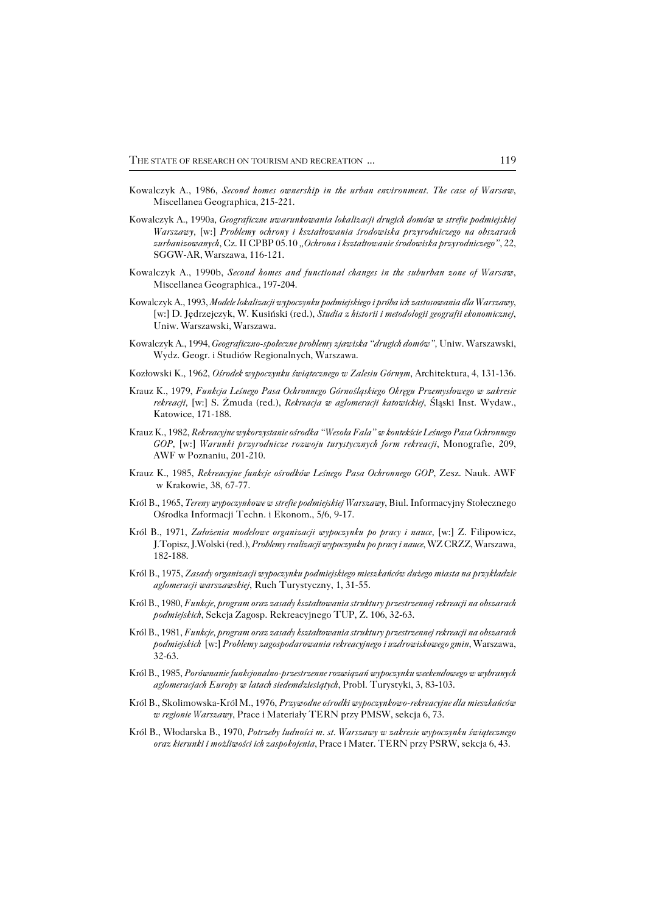Kowalczyk A., 1986, *Second homes ownership in the urban environment. The case of Warsaw*, Miscellanea Geographica, 215-221.

Kowalczyk A., 1990a, *Geograficzne uwarunkowania lokalizacji drugich domów w strefie podmiejskiej Warszawy*, [w:] *Problemy ochrony i kształtowania środowiska przyrodniczego na obszarach zurbanizowanych*, Cz. II CPBP 05.10 *„Ochrona i kształtowanie środowiska przyrodniczego"*, 22, SGGW-AR, Warszawa, 116-121.

Kowalczyk A., 1990b, *Second homes and functional changes in the suburban zone of Warsaw*, Miscellanea Geographica., 197-204.

Kowalczyk A., 1993, *Modele lokalizacji wypoczynku podmiejskiego i próba ich zastosowania dla Warszawy*, [w:] D. Jędrzejczyk, W. Kusiński (red.), *Studia z historii i metodologii geografii ekonomicznej*, Uniw. Warszawski, Warszawa.

Kowalczyk A., 1994, *Geograficzno-społeczne problemy zjawiska "drugich domów"*, Uniw. Warszawski, Wydz. Geogr. i Studiów Regionalnych, Warszawa.

Kozłowski K., 1962, *Ośrodek wypoczynku świątecznego w Zalesiu Górnym*, Architektura, 4, 131-136.

Krauz K., 1979, *Funkcja Leśnego Pasa Ochronnego Górnośląskiego Okręgu Przemysłowego w zakresie rekreacji*, [w:] S. Żmuda (red.), *Rekreacja w aglomeracji katowickiej*, Śląski Inst. Wydaw., Katowice, 171-188.

Krauz K., 1982, *Rekreacyjne wykorzystanie ośrodka "Wesoła Fala" w kontekście Leśnego Pasa Ochronnego GOP*, [w:] *Warunki przyrodnicze rozwoju turystycznych form rekreacji*, Monografie, 209, AWF w Poznaniu, 201-210.

Krauz K., 1985, *Rekreacyjne funkcje ośrodków Leśnego Pasa Ochronnego GOP*, Zesz. Nauk. AWF w Krakowie, 38, 67-77.

Król B., 1965, *Tereny wypoczynkowe w strefie podmiejskiej Warszawy*, Biul. Informacyjny Stołecznego Ośrodka Informacji Techn. i Ekonom., 5/6, 9-17.

Król B., 1971, *Założenia modelowe organizacji wypoczynku po pracy i nauce*, [w:] Z. Filipowicz, J.Topisz, J.Wolski (red.), *Problemy realizacji wypoczynku po pracy i nauce*, WZ CRZZ, Warszawa, 182-188.

Król B., 1975, *Zasady organizacji wypoczynku podmiejskiego mieszkańców dużego miasta na przykładzie aglomeracji warszawskiej*, Ruch Turystyczny, 1, 31-55.

Król B., 1980, *Funkcje, program oraz zasady kształtowania struktury przestrzennej rekreacji na obszarach podmiejskich*, Sekcja Zagosp. Rekreacyjnego TUP, Z. 106, 32-63.

Król B., 1981, *Funkcje, program oraz zasady kształtowania struktury przestrzennej rekreacji na obszarach podmiejskich* [w:] *Problemy zagospodarowania rekreacyjnego i uzdrowiskowego gmin*, Warszawa, 32-63.

Król B., 1985, *Porównanie funkcjonalno-przestrzenne rozwiązań wypoczynku weekendowego w wybranych aglomeracjach Europy w latach siedemdziesiątych*, Probl. Turystyki, 3, 83-103.

Król B., Skolimowska-Król M., 1976, *Przywodne ośrodki wypoczynkowo-rekreacyjne dla mieszkańców w regionie Warszawy*, Prace i Materiały TERN przy PMSW, sekcja 6, 73.

Król B., Włodarska B., 1970, *Potrzeby ludności m. st. Warszawy w zakresie wypoczynku świątecznego oraz kierunki i możliwości ich zaspokojenia*, Prace i Mater. TERN przy PSRW, sekcja 6, 43.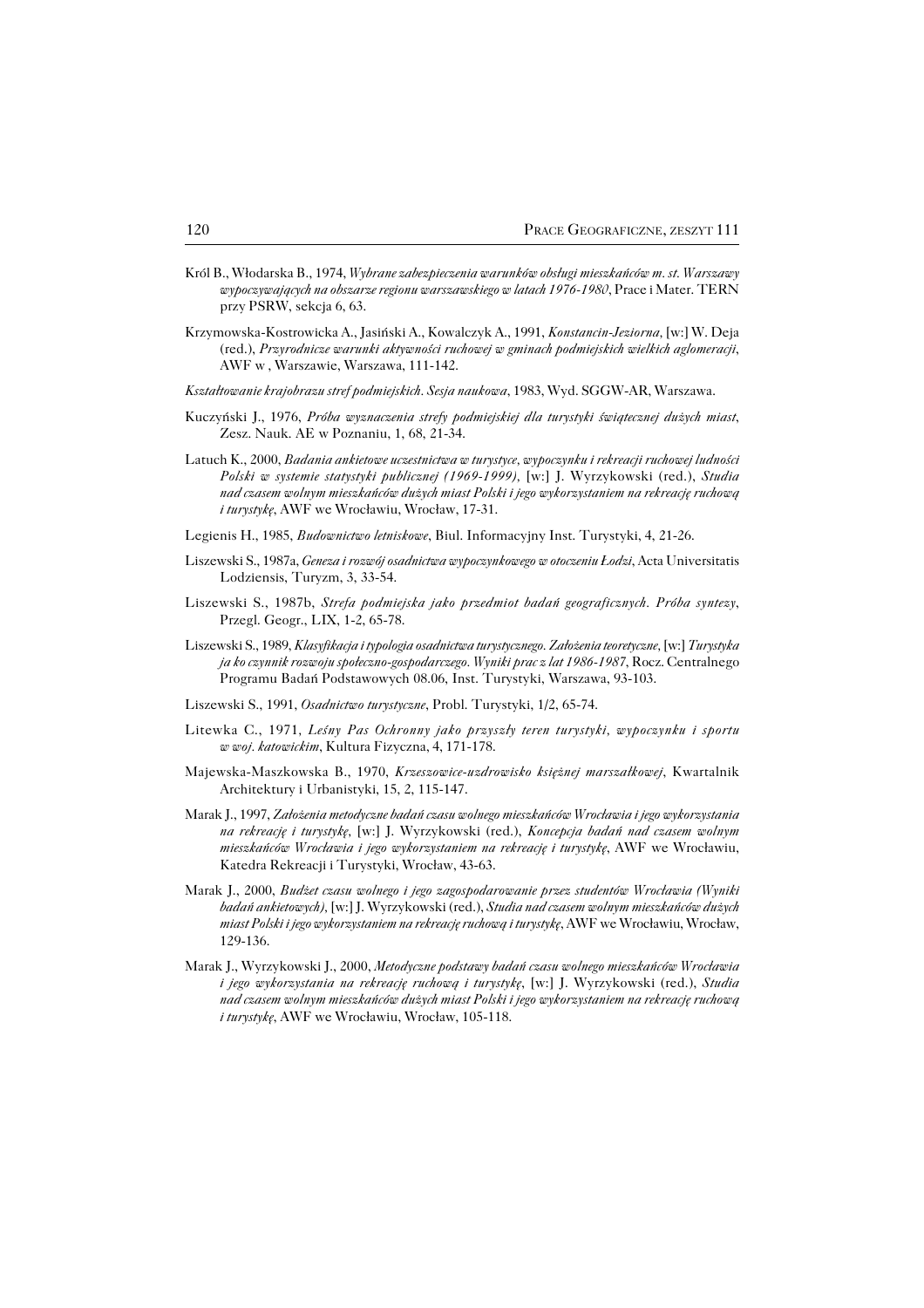Król B., Włodarska B., 1974, *Wybrane zabezpieczenia warunków obsługi mieszkańców m. st. Warszawy wypoczywających na obszarze regionu warszawskiego w latach 1976-1980*, Prace i Mater. TERN przy PSRW, sekcja 6, 63.

Krzymowska-Kostrowicka A., Jasiński A., Kowalczyk A., 1991, *Konstancin-Jeziorna*, [w:] W. Deja (red.), *Przyrodnicze warunki aktywności ruchowej w gminach podmiejskich wielkich aglomeracji*, AWF w , Warszawie, Warszawa, 111-142.

*Kształtowanie krajobrazu stref podmiejskich. Sesja naukowa*, 1983, Wyd. SGGW-AR, Warszawa.

Kuczyński J., 1976, *Próba wyznaczenia strefy podmiejskiej dla turystyki świątecznej dużych miast*, Zesz. Nauk. AE w Poznaniu, 1, 68, 21-34.

Latuch K., 2000, *Badania ankietowe uczestnictwa w turystyce, wypoczynku i rekreacji ruchowej ludności Polski w systemie statystyki publicznej (1969-1999)*, [w:] J. Wyrzykowski (red.), *Studia nad czasem wolnym mieszkańców dużych miast Polski i jego wykorzystaniem na rekreację ruchową i turystykę*, AWF we Wrocławiu, Wrocław, 17-31.

Legienis H., 1985, *Budownictwo letniskowe*, Biul. Informacyjny Inst. Turystyki, 4, 21-26.

Liszewski S., 1987a, *Geneza i rozwój osadnictwa wypoczynkowego w otoczeniu Łodzi*, Acta Universitatis Lodziensis, Turyzm, 3, 33-54.

Liszewski S., 1987b, *Strefa podmiejska jako przedmiot badań geograficznych. Próba syntezy*, Przegl. Geogr., LIX, 1-2, 65-78.

Liszewski S., 1989, *Klasyfikacja i typologia osadnictwa turystycznego. Założenia teoretyczne*, [w:] *Turystyka ja ko czynnik rozwoju społeczno-gospodarczego. Wyniki prac z lat 1986-1987*, Rocz. Centralnego Programu Badań Podstawowych 08.06, Inst. Turystyki, Warszawa, 93-103.

Liszewski S., 1991, *Osadnictwo turystyczne*, Probl. Turystyki, 1/2, 65-74.

Litewka C., 1971, *Leśny Pas Ochronny jako przyszły teren turystyki, wypoczynku i sportu w woj. katowickim*, Kultura Fizyczna, 4, 171-178.

Majewska-Maszkowska B., 1970, *Krzeszowice-uzdrowisko księżnej marszałkowej*, Kwartalnik Architektury i Urbanistyki, 15, 2, 115-147.

Marak J., 1997, *Założenia metodyczne badań czasu wolnego mieszkańców Wrocławia i jego wykorzystania na rekreację i turystykę*, [w:] J. Wyrzykowski (red.), *Koncepcja badań nad czasem wolnym mieszkańców Wrocławia i jego wykorzystaniem na rekreację i turystykę*, AWF we Wrocławiu, Katedra Rekreacji i Turystyki, Wrocław, 43-63.

Marak J., 2000, *Budżet czasu wolnego i jego zagospodarowanie przez studentów Wrocławia (Wyniki badań ankietowych)*, [w:] J. Wyrzykowski (red.), *Studia nad czasem wolnym mieszkańców dużych miast Polski i jego wykorzystaniem na rekreację ruchową i turystykę*, AWF we Wrocławiu, Wrocław, 129-136.

Marak J., Wyrzykowski J., 2000, *Metodyczne podstawy badań czasu wolnego mieszkańców Wrocławia i jego wykorzystania na rekreację ruchową i turystykę*, [w:] J. Wyrzykowski (red.), *Studia nad czasem wolnym mieszkańców dużych miast Polski i jego wykorzystaniem na rekreację ruchową i turystykę*, AWF we Wrocławiu, Wrocław, 105-118.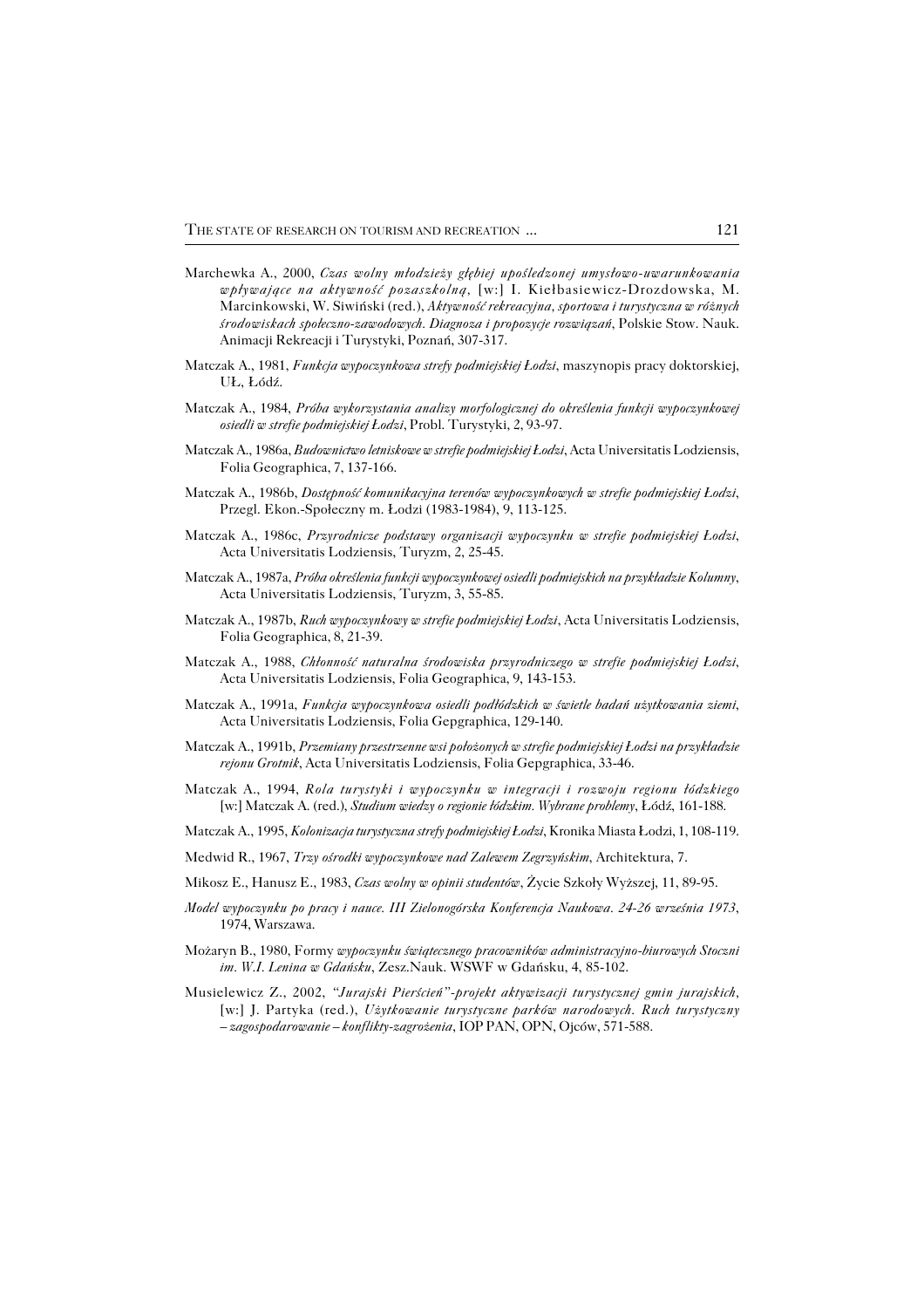Marchewka A., 2000, *Czas wolny młodzieży głębiej upośledzonej umysłowo-uwarunkowania wpływające na aktywność pozaszkolną*, [w:] I. Kiełbasiewicz-Drozdowska, M. Marcinkowski, W. Siwiński (red.), *Aktywność rekreacyjna, sportowa i turystyczna w różnych środowiskach społeczno-zawodowych. Diagnoza i propozycje rozwiązań*, Polskie Stow. Nauk. Animacji Rekreacji i Turystyki, Poznań, 307-317.

Matczak A., 1981, *Funkcja wypoczynkowa strefy podmiejskiej Łodzi*, maszynopis pracy doktorskiej, UŁ, Łódź.

Matczak A., 1984, *Próba wykorzystania analizy morfologicznej do określenia funkcji wypoczynkowej osiedli w strefie podmiejskiej Łodzi*, Probl. Turystyki, 2, 93-97.

Matczak A., 1986a, *Budownictwo letniskowe w strefie podmiejskiej Łodzi*, Acta Universitatis Lodziensis, Folia Geographica, 7, 137-166.

Matczak A., 1986b, *Dostępność komunikacyjna terenów wypoczynkowych w strefie podmiejskiej Łodzi*, Przegl. Ekon.-Społeczny m. Łodzi (1983-1984), 9, 113-125.

Matczak A., 1986c, *Przyrodnicze podstawy organizacji wypoczynku w strefie podmiejskiej Łodzi*, Acta Universitatis Lodziensis, Turyzm, 2, 25-45.

Matczak A., 1987a, *Próba określenia funkcji wypoczynkowej osiedli podmiejskich na przykładzie Kolumny*, Acta Universitatis Lodziensis, Turyzm, 3, 55-85.

Matczak A., 1987b, *Ruch wypoczynkowy w strefie podmiejskiej Łodzi*, Acta Universitatis Lodziensis, Folia Geographica, 8, 21-39.

Matczak A., 1988, *Chłonność naturalna środowiska przyrodniczego w strefie podmiejskiej Łodzi*, Acta Universitatis Lodziensis, Folia Geographica, 9, 143-153.

Matczak A., 1991a, *Funkcja wypoczynkowa osiedli podłódzkich w świetle badań użytkowania ziemi*, Acta Universitatis Lodziensis, Folia Gepgraphica, 129-140.

Matczak A., 1991b, *Przemiany przestrzenne wsi położonych w strefie podmiejskiej Łodzi na przykładzie rejonu Grotnik*, Acta Universitatis Lodziensis, Folia Gepgraphica, 33-46.

Matczak A., 1994, *Rola turystyki i wypoczynku w integracji i rozwoju regionu łódzkiego* [w:] Matczak A. (red.), *Studium wiedzy o regionie łódzkim. Wybrane problemy*, Łódź, 161-188.

Matczak A., 1995, *Kolonizacja turystyczna strefy podmiejskiej Łodzi*, Kronika Miasta Łodzi, 1, 108-119.

Medwid R., 1967, *Trzy ośrodki wypoczynkowe nad Zalewem Zegrzyńskim*, Architektura, 7.

Mikosz E., Hanusz E., 1983, *Czas wolny w opinii studentów*, Życie Szkoły Wyższej, 11, 89-95.

*Model wypoczynku po pracy i nauce. III Zielonogórska Konferencja Naukowa. 24-26 września 1973*, 1974, Warszawa.

Możaryn B., 1980, Formy *wypoczynku świątecznego pracowników administracyjno-biurowych Stoczni im. W.I. Lenina w Gdańsku*, Zesz.Nauk. WSWF w Gdańsku, 4, 85-102.

Musielewicz Z., 2002, *"Jurajski Pierścień"-projekt aktywizacji turystycznej gmin jurajskich*, [w:] J. Partyka (red.), *Użytkowanie turystyczne parków narodowych. Ruch turystyczny – zagospodarowanie – konflikty-zagrożenia*, IOP PAN, OPN, Ojców, 571-588.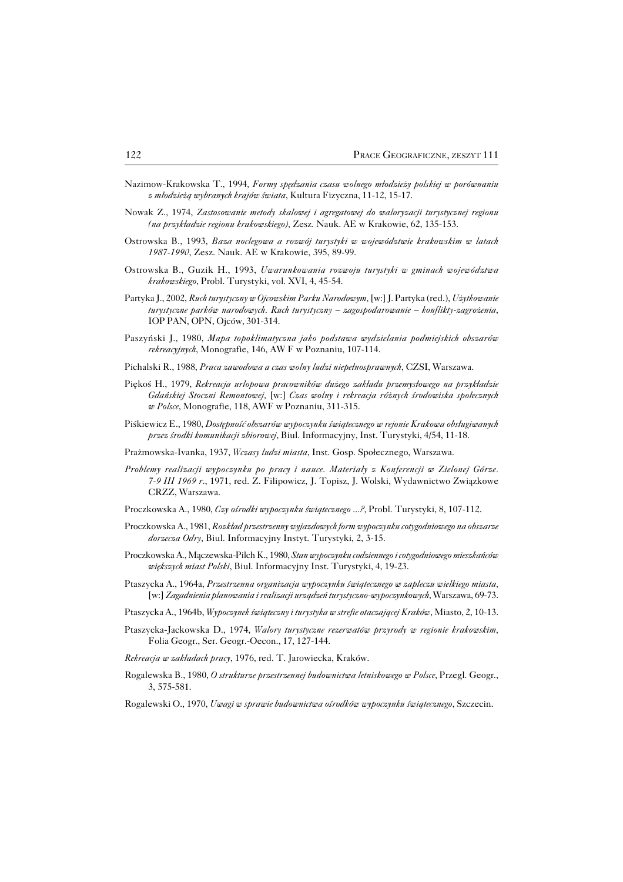Nazimow-Krakowska T., 1994, *Formy spędzania czasu wolnego młodzieży polskiej w porównaniu z młodzieżą wybranych krajów świata*, Kultura Fizyczna, 11-12, 15-17.

Nowak Z., 1974, *Zastosowanie metody skalowej i agregatowej do waloryzacji turystycznej regionu (na przykładzie regionu krakowskiego)*, Zesz. Nauk. AE w Krakowie, 62, 135-153.

Ostrowska B., 1993, *Baza noclegowa a rozwój turystyki w województwie krakowskim w latach 1987-1990*, Zesz. Nauk. AE w Krakowie, 395, 89-99.

Ostrowska B., Guzik H., 1993, *Uwarunkowania rozwoju turystyki w gminach województwa krakowskiego*, Probl. Turystyki, vol. XVI, 4, 45-54.

Partyka J., 2002, *Ruch turystyczny w Ojcowskim Parku Narodowym*, [w:] J. Partyka (red.), *Użytkowanie turystyczne parków narodowych. Ruch turystyczny – zagospodarowanie – konflikty-zagrożenia*, IOP PAN, OPN, Ojców, 301-314.

Paszyński J., 1980, *Mapa topoklimatyczna jako podstawa wydzielania podmiejskich obszarów rekreacyjnych*, Monografie, 146, AW F w Poznaniu, 107-114.

Pichalski R., 1988, *Praca zawodowa a czas wolny ludzi niepełnosprawnych*, CZSI, Warszawa.

Piękoś H., 1979, *Rekreacja urlopowa pracowników dużego zakładu przemysłowego na przykładzie Gdańskiej Stoczni Remontowej*, [w:] *Czas wolny i rekreacja różnych środowiska społecznych w Polsce*, Monografie, 118, AWF w Poznaniu, 311-315.

Piśkiewicz E., 1980, *Dostępność obszarów wypoczynku świątecznego w rejonie Krakowa obsługiwanych przez środki komunikacji zbiorowej*, Biul. Informacyjny, Inst. Turystyki, 4/54, 11-18.

Prażmowska-Ivanka, 1937, *Wczasy ludzi miasta*, Inst. Gosp. Społecznego, Warszawa.

*Problemy realizacji wypoczynku po pracy i nauce. Materiały z Konferencji w Zielonej Górze. 7-9 III 1969 r.*, 1971, red. Z. Filipowicz, J. Topisz, J. Wolski, Wydawnictwo Związkowe CRZZ, Warszawa.

Proczkowska A., 1980, *Czy ośrodki wypoczynku świątecznego ...?*, Probl. Turystyki, 8, 107-112.

Proczkowska A., 1981, *Rozkład przestrzenny wyjazdowych form wypoczynku cotygodniowego na obszarze dorzecza Odry*, Biul. Informacyjny Instyt. Turystyki, 2, 3-15.

Proczkowska A., Mączewska-Pilch K., 1980, *Stan wypoczynku codziennego i cotygodniowego mieszkańców większych miast Polski*, Biul. Informacyjny Inst. Turystyki, 4, 19-23.

Ptaszycka A., 1964a, *Przestrzenna organizacja wypoczynku świątecznego w zapleczu wielkiego miasta*, [w:] *Zagadnienia planowania i realizacji urządzeń turystyczno-wypoczynkowych*, Warszawa, 69-73.

Ptaszycka A., 1964b, *Wypoczynek świąteczny i turystyka w strefie otaczającej Kraków*, Miasto, 2, 10-13.

Ptaszycka-Jackowska D., 1974, *Walory turystyczne rezerwatów przyrody w regionie krakowskim*, Folia Geogr., Ser. Geogr.-Oecon., 17, 127-144.

*Rekreacja w zakładach pracy*, 1976, red. T. Jarowiecka, Kraków.

Rogalewska B., 1980, *O strukturze przestrzennej budownictwa letniskowego w Polsce*, Przegl. Geogr., 3, 575-581.

Rogalewski O., 1970, *Uwagi w sprawie budownictwa ośrodków wypoczynku świątecznego*, Szczecin.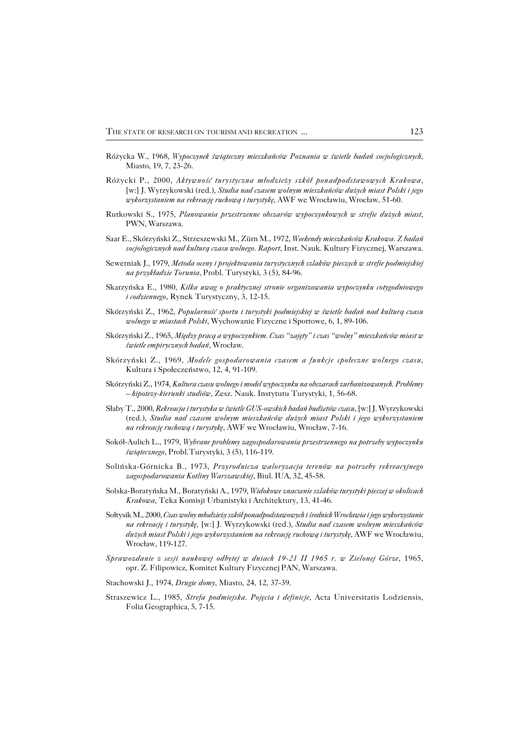Różycka W., 1968, *Wypoczynek świąteczny mieszkańców Poznania w świetle badań socjologicznych*, Miasto, 19, 7, 23-26.

Różycki P., 2000, *Aktywność turystyczna młodzieży szkół ponadpodstawowych Krakowa*, [w:] J. Wyrzykowski (red.), *Studia nad czasem wolnym mieszkańców dużych miast Polski i jego wykorzystaniem na rekreację ruchową i turystykę*, AWF we Wrocławiu, Wrocław, 51-60.

Rutkowski S., 1975, *Planowania przestrzenne obszarów wypoczynkowych w strefie dużych miast*, PWN, Warszawa.

Saar E., Skórzyński Z., Strzeszewski M., Zürn M., 1972, *Weekendy mieszkańców Krakowa. Z badań socjologicznych nad kulturą czasu wolnego. Raport*, Inst. Nauk. Kultury Fizycznej, Warszawa.

Sewerniak J., 1979, *Metoda oceny i projektowania turystycznych szlaków pieszych w strefie podmiejskiej na przykładzie Torunia*, Probl. Turystyki, 3 (5), 84-96.

Skarzyńska E., 1980, *Kilka uwag o praktycznej stronie organizowania wypoczynku cotygodniowego i codziennego*, Rynek Turystyczny, 3, 12-15.

Skórzyński Z., 1962, *Popularność sportu i turystyki podmiejskiej w świetle badań nad kulturą czasu wolnego w miastach Polski*, Wychowanie Fizyczne i Sportowe, 6, 1, 89-106.

Skórzyński Z., 1965, *Między pracą a wypoczynkiem. Czas "zajęty" i czas "wolny" mieszkańców miast w świetle empirycznych badań*, Wrocław.

Skórzyński Z., 1969, *Modele gospodarowania czasem a funkcje społeczne wolnego czasu*, Kultura i Społeczeństwo, 12, 4, 91-109.

Skórzyński Z., 1974, *Kultura czasu wolnego i model wypoczynku na obszarach zurbanizowanych. Problemy – hipotezy-kierunki studiów*, Zesz. Nauk. Instytutu Turystyki, 1, 56-68.

Słaby T., 2000, *Rekreacja i turystyka w świetle GUS-owskich badań budżetów czasu*, [w:] J. Wyrzykowski (red.), *Studia nad czasem wolnym mieszkańców dużych miast Polski i jego wykorzystaniem na rekreację ruchową i turystykę*, AWF we Wrocławiu, Wrocław, 7-16.

Sokół-Aulich L., 1979, *Wybrane problemy zagospodarowania przestrzennego na potrzeby wypoczynku świątecznego*, Probl.Turystyki, 3 (5), 116-119.

Solińska-Górnicka B., 1973, *Przyrodnicza waloryzacja terenów na potrzeby rekreacyjnego zagospodarowania Kotliny Warszawskiej*, Biul. IUA, 32, 45-58.

Solska-Boratyńska M., Boratyński A., 1979, *Widokowe znaczenie szlaków turystyki pieszej w okolicach Krakowa*, Teka Komisji Urbanistyki i Architektury, 13, 41-46.

Sołtysik M., 2000, *Czas wolny młodzieży szkół ponadpodstawowych i średnich Wrocławia i jego wykorzystanie na rekreację i turystykę*, [w:] J. Wyrzykowski (red.), *Studia nad czasem wolnym mieszkańców dużych miast Polski i jego wykorzystaniem na rekreację ruchową i turystykę*, AWF we Wrocławiu, Wrocław, 119-127.

*Sprawozdanie z sesji naukowej odbytej w dniach 19-21 II 1965 r. w Zielonej Górze*, 1965, opr. Z. Filipowicz, Komitet Kultury Fizycznej PAN, Warszawa.

Stachowski J., 1974, *Drugie domy*, Miasto, 24, 12, 37-39.

Straszewicz L., 1985, *Strefa podmiejska. Pojęcia i definicje*, Acta Universitatis Lodziensis, Folia Geographica, 5, 7-15.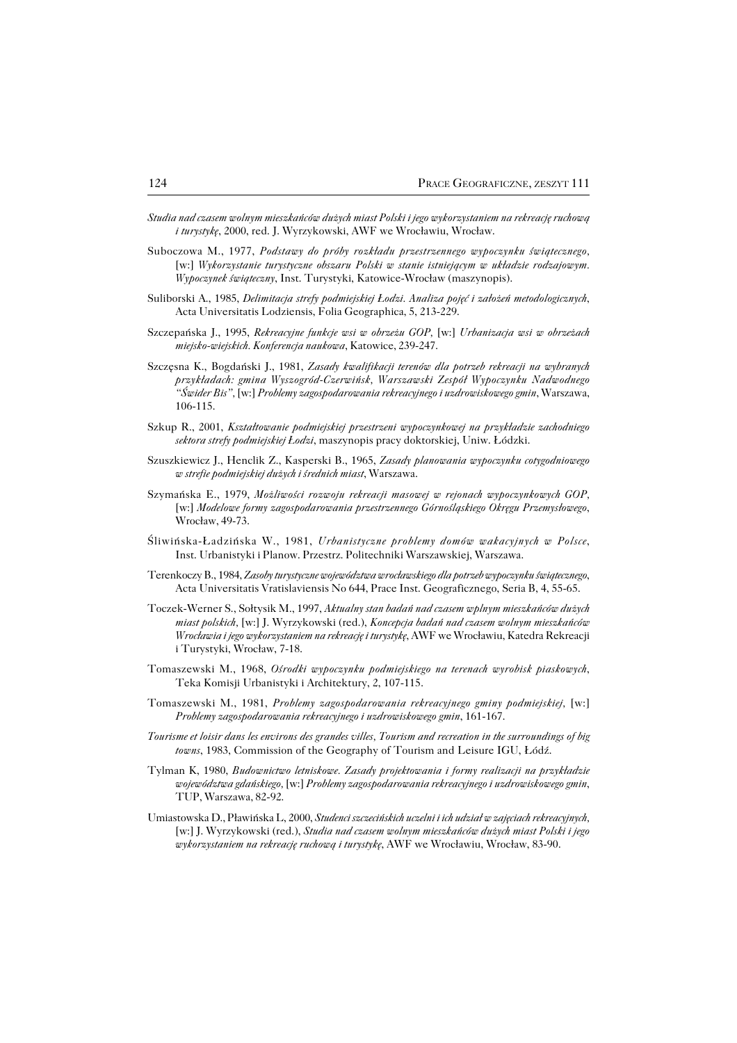*Studia nad czasem wolnym mieszkańców dużych miast Polski i jego wykorzystaniem na rekreację ruchową i turystykę*, 2000, red. J. Wyrzykowski, AWF we Wrocławiu, Wrocław.

Suboczowa M., 1977, *Podstawy do próby rozkładu przestrzennego wypoczynku świątecznego*, [w:] *Wykorzystanie turystyczne obszaru Polski w stanie istniejącym w układzie rodzajowym. Wypoczynek świąteczny*, Inst. Turystyki, Katowice-Wrocław (maszynopis).

Suliborski A., 1985, *Delimitacja strefy podmiejskiej Łodzi. Analiza pojęć i założeń metodologicznych*, Acta Universitatis Lodziensis, Folia Geographica, 5, 213-229.

Szczepańska J., 1995, *Rekreacyjne funkcje wsi w obrzeżu GOP,* [w:] *Urbanizacja wsi w obrzeżach miejsko-wiejskich. Konferencja naukowa*, Katowice, 239-247.

Szczęsna K., Bogdański J., 1981, *Zasady kwalifikacji terenów dla potrzeb rekreacji na wybranych przykładach: gmina Wyszogród-Czerwińsk, Warszawski Zespół Wypoczynku Nadwodnego "Świder Bis",* [w:] *Problemy zagospodarowania rekreacyjnego i uzdrowiskowego gmin*, Warszawa, 106-115.

Szkup R., 2001, *Kształtowanie podmiejskiej przestrzeni wypoczynkowej na przykładzie zachodniego sektora strefy podmiejskiej Łodzi*, maszynopis pracy doktorskiej, Uniw. Łódzki.

Szuszkiewicz J., Henclik Z., Kasperski B., 1965, *Zasady planowania wypoczynku cotygodniowego w strefie podmiejskiej dużych i średnich miast*, Warszawa.

Szymańska E., 1979, *Możliwości rozwoju rekreacji masowej w rejonach wypoczynkowych GOP*, [w:] *Modelowe formy zagospodarowania przestrzennego Górnośląskiego Okręgu Przemysłowego*, Wrocław, 49-73.

Śliwińska-Ładzińska W., 1981, *Urbanistyczne problemy domów wakacyjnych w Polsce*, Inst. Urbanistyki i Planow. Przestrz. Politechniki Warszawskiej, Warszawa.

Terenkoczy B., 1984, *Zasoby turystyczne województwa wrocławskiego dla potrzeb wypoczynku świątecznego*, Acta Universitatis Vratislaviensis No 644, Prace Inst. Geograficznego, Seria B, 4, 55-65.

Toczek-Werner S., Sołtysik M., 1997, *Aktualny stan badań nad czasem wplnym mieszkańców dużych miast polskich*, [w:] J. Wyrzykowski (red.), *Koncepcja badań nad czasem wolnym mieszkańców Wrocławia i jego wykorzystaniem na rekreację i turystykę*, AWF we Wrocławiu, Katedra Rekreacji i Turystyki, Wrocław, 7-18.

Tomaszewski M., 1968, *Ośrodki wypoczynku podmiejskiego na terenach wyrobisk piaskowych*, Teka Komisji Urbanistyki i Architektury, 2, 107-115.

Tomaszewski M., 1981, *Problemy zagospodarowania rekreacyjnego gminy podmiejskiej*, [w:] *Problemy zagospodarowania rekreacyjnego i uzdrowiskowego gmin*, 161-167.

*Tourisme et loisir dans les environs des grandes villes*, *Tourism and recreation in the surroundings of big towns*, 1983, Commission of the Geography of Tourism and Leisure IGU, Łódź.

Tylman K, 1980, *Budownictwo letniskowe. Zasady projektowania i formy realizacji na przykładzie województwa gdańskiego*, [w:] *Problemy zagospodarowania rekreacyjnego i uzdrowiskowego gmin*, TUP, Warszawa, 82-92.

Umiastowska D., Pławińska L, 2000, *Studenci szczecińskich uczelni i ich udział w zajęciach rekreacyjnych*, [w:] J. Wyrzykowski (red.), *Studia nad czasem wolnym mieszkańców dużych miast Polski i jego wykorzystaniem na rekreację ruchową i turystykę*, AWF we Wrocławiu, Wrocław, 83-90.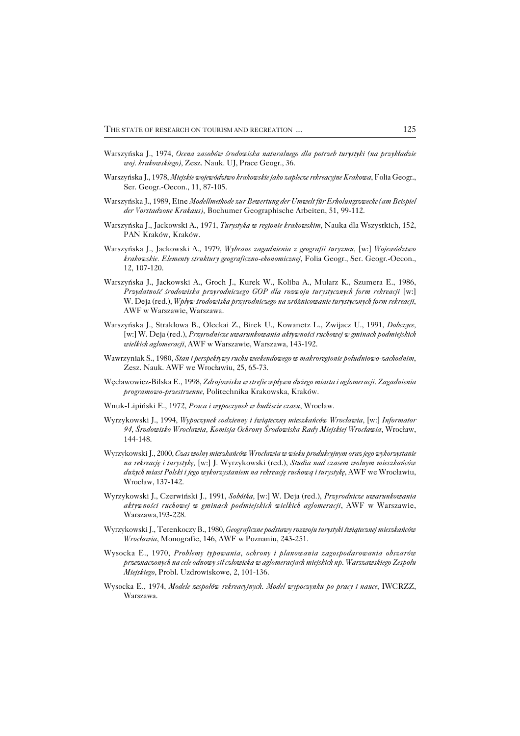Warszyńska J., 1974, *Ocena zasobów środowiska naturalnego dla potrzeb turystyki (na przykładzie woj. krakowskiego)*, Zesz. Nauk. UJ, Prace Geogr., 36.

Warszyńska J., 1978, *Miejskie województwo krakowskie jako zaplecze rekreacyjne Krakowa*, Folia Geogr., Ser. Geogr.-Oecon., 11, 87-105.

Warszyńska J., 1989, Eine *Modellmethode zur Bewertung der Umwelt für Erholungszwecke (am Beispiel der Vorstadzone Krakaus),* Bochumer Geographische Arbeiten, 51, 99-112.

Warszyńska J., Jackowski A., 1971, *Turystyka w regionie krakowskim*, Nauka dla Wszystkich, 152, PAN Kraków, Kraków.

Warszyńska J., Jackowski A., 1979, *Wybrane zagadnienia z geografii turyzmu*, [w:] *Województwo krakowskie. Elementy struktury geograficzno-ekonomicznej*, Folia Geogr., Ser. Geogr.-Oecon., 12, 107-120.

Warszyńska J., Jackowski A., Groch J., Kurek W., Koliba A., Mularz K., Szumera E., 1986, *Przydatność środowiska przyrodniczego GOP dla rozwoju turystycznych form rekreacji* [w:] W. Deja (red.), *Wpływ środowiska przyrodniczego na zróżnicowanie turystycznych form rekreacji*, AWF w Warszawie, Warszawa.

Warszyńska J., Straklowa B., Oleckai Z., Birek U., Kowanetz L., Zwijacz U., 1991, *Dobczyce*, [w:] W. Deja (red.), *Przyrodnicze uwarunkowania aktywności ruchowej w gminach podmiejskich wielkich aglomeracji*, AWF w Warszawie, Warszawa, 143-192.

Wawrzyniak S., 1980, *Stan i perspektywy ruchu weekendowego w makroregionie południowo-zachodnim*, Zesz. Nauk. AWF we Wrocławiu, 25, 65-73.

Węcławowicz-Bilska E., 1998, *Zdrojowiska w strefie wpływu dużego miasta i aglomeracji. Zagadnienia programowo-przestrzenne*, Politechnika Krakowska, Kraków.

Wnuk-Lipiński E., 1972, *Praca i wypoczynek w budżecie czasu*, Wrocław.

Wyrzykowski J., 1994, *Wypoczynek codzienny i świąteczny mieszkańców Wrocławia,* [w:] *Informator 94, Środowisko Wrocławia, Komisja Ochrony Środowiska Rady Miejskiej Wrocławia*, Wrocław, 144-148.

Wyrzykowski J., 2000, *Czas wolny mieszkańców Wrocławia w wieku produkcyjnym oraz jego wykorzystanie na rekreację i turystykę*, [w:] J. Wyrzykowski (red.), *Studia nad czasem wolnym mieszkańców dużych miast Polski i jego wykorzystaniem na rekreację ruchową i turystykę*, AWF we Wrocławiu, Wrocław, 137-142.

Wyrzykowski J., Czerwiński J., 1991, *Sobótka,* [w:] W. Deja (red.), *Przyrodnicze uwarunkowania aktywności ruchowej w gminach podmiejskich wielkich aglomeracji*, AWF w Warszawie, Warszawa,193-228.

Wyrzykowski J., Terenkoczy B., 1980, *Geograficzne podstawy rozwoju turystyki świątecznej mieszkańców Wrocławia*, Monografie, 146, AWF w Poznaniu, 243-251.

Wysocka E., 1970, *Problemy typowania, ochrony i planowania zagospodarowania obszarów przeznaczonych na cele odnowy sił człowieka w aglomeracjach miejskich np. Warszawskiego Zespołu Miejskiego*, Probl. Uzdrowiskowe, 2, 101-136.

Wysocka E., 1974, *Modele zespołów rekreacyjnych. Model wypoczynku po pracy i nauce*, IWCRZZ, Warszawa.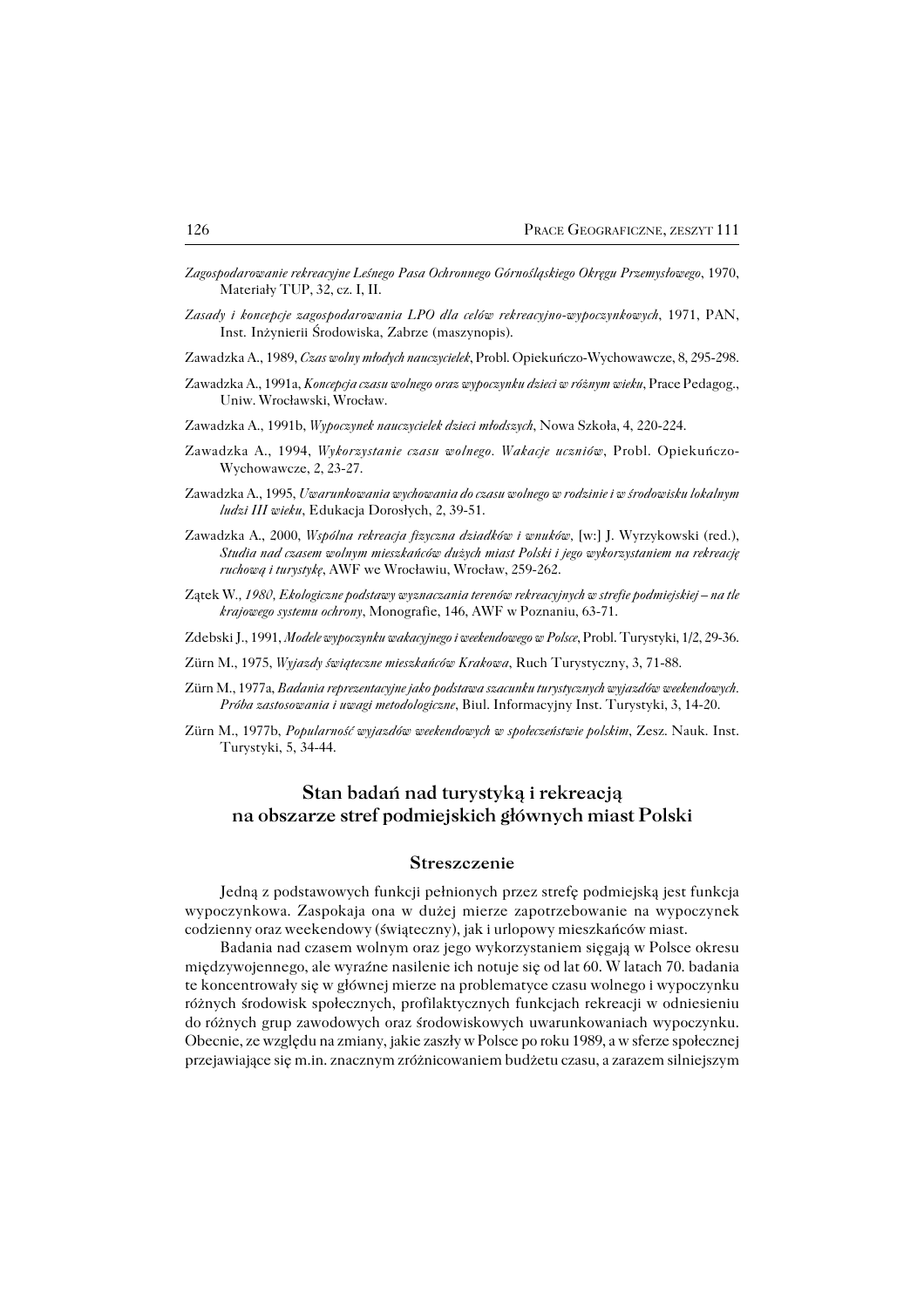*Zagospodarowanie rekreacyjne Leśnego Pasa Ochronnego Górnośląskiego Okręgu Przemysłowego*, 1970, Materiały TUP, 32, cz. I, II.

*Zasady i koncepcje zagospodarowania LPO dla celów rekreacyjno-wypoczynkowych*, 1971, PAN, Inst. Inżynierii Środowiska, Zabrze (maszynopis).

Zawadzka A., 1989, *Czas wolny młodych nauczycielek*, Probl. Opiekuńczo-Wychowawcze, 8, 295-298.

Zawadzka A., 1991a, *Koncepcja czasu wolnego oraz wypoczynku dzieci w różnym wieku*, Prace Pedagog., Uniw. Wrocławski, Wrocław.

Zawadzka A., 1991b, *Wypoczynek nauczycielek dzieci młodszych*, Nowa Szkoła, 4, 220-224.

Zawadzka A., 1994, *Wykorzystanie czasu wolnego. Wakacje uczniów*, Probl. Opiekuńczo-Wychowawcze, 2, 23-27.

Zawadzka A., 1995, *Uwarunkowania wychowania do czasu wolnego w rodzinie i w środowisku lokalnym ludzi III wieku*, Edukacja Dorosłych, 2, 39-51.

Zawadzka A., 2000, *Wspólna rekreacja fizyczna dziadków i wnuków*, [w:] J. Wyrzykowski (red.), *Studia nad czasem wolnym mieszkańców dużych miast Polski i jego wykorzystaniem na rekreację ruchową i turystykę*, AWF we Wrocławiu, Wrocław, 259-262.

Zątek W., *1980, Ekologiczne podstawy wyznaczania terenów rekreacyjnych w strefie podmiejskiej – na tle krajowego systemu ochrony*, Monografie, 146, AWF w Poznaniu, 63-71.

Zdebski J., 1991, *Modele wypoczynku wakacyjnego i weekendowego w Polsce*, Probl. Turystyki, 1/2, 29-36.

Zürn M., 1975, *Wyjazdy świąteczne mieszkańców Krakowa*, Ruch Turystyczny, 3, 71-88.

Zürn M., 1977a, *Badania reprezentacyjne jako podstawa szacunku turystycznych wyjazdów weekendowych. Próba zastosowania i uwagi metodologiczne*, Biul. Informacyjny Inst. Turystyki, 3, 14-20.

Zürn M., 1977b, *Popularność wyjazdów weekendowych w społeczeństwie polskim*, Zesz. Nauk. Inst. Turystyki, 5, 34-44.

## Stan badań nad turystyką i rekreacją na obszarze stref podmiejskich głównych miast Polski

### Streszczenie

Jedną z podstawowych funkcji pełnionych przez strefę podmiejską jest funkcja wypoczynkowa. Zaspokaja ona w dużej mierze zapotrzebowanie na wypoczynek codzienny oraz weekendowy (świąteczny), jak i urlopowy mieszkańców miast.

Badania nad czasem wolnym oraz jego wykorzystaniem sięgają w Polsce okresu międzywojennego, ale wyraźne nasilenie ich notuje się od lat 60. W latach 70. badania te koncentrowały się w głównej mierze na problematyce czasu wolnego i wypoczynku różnych środowisk społecznych, profilaktycznych funkcjach rekreacji w odniesieniu do różnych grup zawodowych oraz środowiskowych uwarunkowaniach wypoczynku. Obecnie, ze względu na zmiany, jakie zaszły w Polsce po roku 1989, a w sferze społecznej przejawiające się m.in. znacznym zróżnicowaniem budżetu czasu, a zarazem silniejszym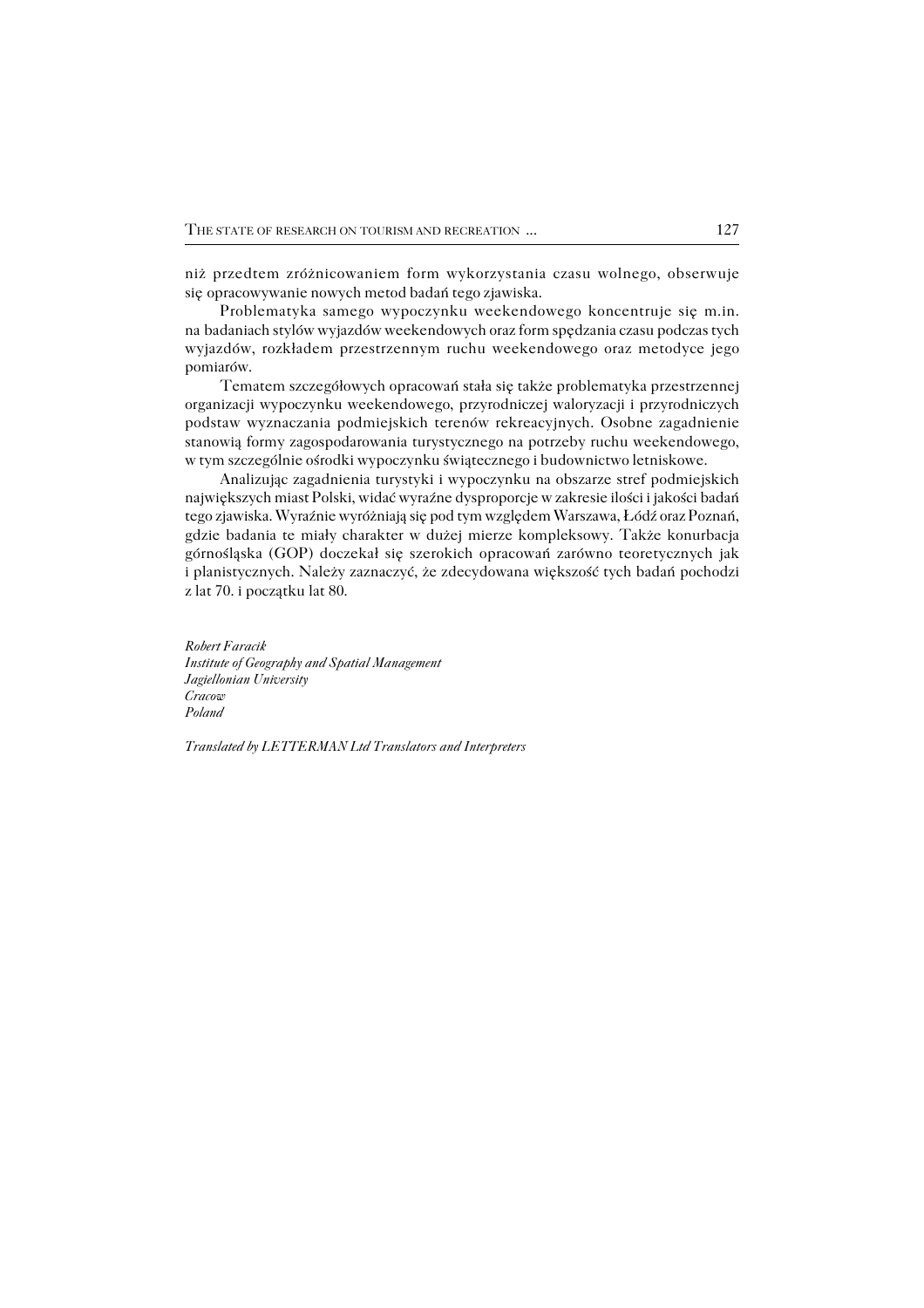niż przedtem zróżnicowaniem form wykorzystania czasu wolnego, obserwuje się opracowywanie nowych metod badań tego zjawiska.

Problematyka samego wypoczynku weekendowego koncentruje się m.in. na badaniach stylów wyjazdów weekendowych oraz form spędzania czasu podczas tych wyjazdów, rozkładem przestrzennym ruchu weekendowego oraz metodyce jego pomiarów.

Tematem szczegółowych opracowań stała się także problematyka przestrzennej organizacji wypoczynku weekendowego, przyrodniczej waloryzacji i przyrodniczych podstaw wyznaczania podmiejskich terenów rekreacyjnych. Osobne zagadnienie stanowią formy zagospodarowania turystycznego na potrzeby ruchu weekendowego, w tym szczególnie ośrodki wypoczynku świątecznego i budownictwo letniskowe.

Analizując zagadnienia turystyki i wypoczynku na obszarze stref podmiejskich największych miast Polski, widać wyraźne dysproporcje w zakresie ilości i jakości badań tego zjawiska. Wyraźnie wyróżniają się pod tym względem Warszawa, Łódź oraz Poznań, gdzie badania te miały charakter w dużej mierze kompleksowy. Także konurbacja górnośląska (GOP) doczekał się szerokich opracowań zarówno teoretycznych jak i planistycznych. Należy zaznaczyć, że zdecydowana większość tych badań pochodzi z lat 70. i początku lat 80.

*Robert Faracik*
*Institute of Geography and Spatial Management*
*Jagiellonian University*
*Cracow*
*Poland*

*Translated by LETTERMAN Ltd Translators and Interpreters*